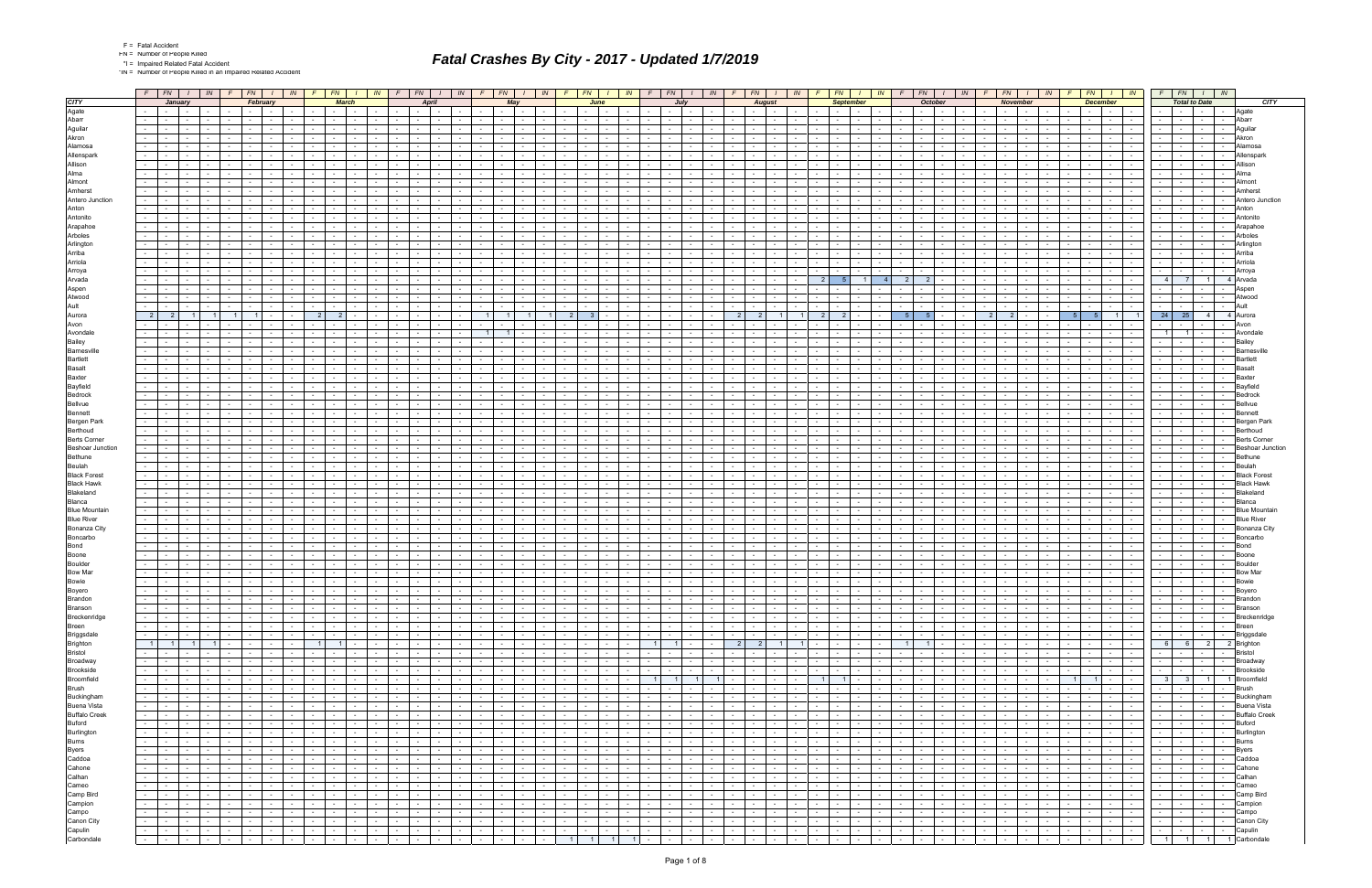F = Fatal Accident
FN = Number of People Killed
*I = Impaired Related Fatal Accident
*IN = Number of People Killed in an Impaired Related Accident

# Fatal Crashes By City - 2017 - Updated 1/7/2019

| | F | FN | I | IN | F | FN | I | IN | F | FN | I | IN | F | FN | I | IN | F | FN | I | IN | F | FN | I | IN | F | FN | I | IN | F | FN | I | IN | F | FN | I | IN | F | FN | I | IN | F | FN | I | IN | F | FN | I | IN | F | FN | I | IN | |
|---|---|---|---|---|---|---|---|---|---|---|---|---|---|---|---|---|---|---|---|---|---|---|---|---|---|---|---|---|---|---|---|---|---|---|---|---|---|---|---|---|---|---|---|---|---|---|---|---|---|---|---|---|---|
| CITY | January | | | | February | | | | March | | | | April | | | | May | | | | June | | | | July | | | | August | | | | September | | | | October | | | | November | | | | December | | | | Total to Date | | | | CITY |
| Agate | - | - | - | - | - | - | - | - | - | - | - | - | - | - | - | - | - | - | - | - | - | - | - | - | - | - | - | - | - | - | - | - | - | - | - | - | - | - | - | - | - | - | - | - | - | - | - | - | - | - | - | - | Agate |
| Abarr | - | - | - | - | - | - | - | - | - | - | - | - | - | - | - | - | - | - | - | - | - | - | - | - | - | - | - | - | - | - | - | - | - | - | - | - | - | - | - | - | - | - | - | - | - | - | - | - | - | - | - | - | Abarr |
| Aguilar | - | - | - | - | - | - | - | - | - | - | - | - | - | - | - | - | - | - | - | - | - | - | - | - | - | - | - | - | - | - | - | - | - | - | - | - | - | - | - | - | - | - | - | - | - | - | - | - | - | - | - | - | Aguilar |
| Akron | - | - | - | - | - | - | - | - | - | - | - | - | - | - | - | - | - | - | - | - | - | - | - | - | - | - | - | - | - | - | - | - | - | - | - | - | - | - | - | - | - | - | - | - | - | - | - | - | - | - | - | - | Akron |
| Alamosa | - | - | - | - | - | - | - | - | - | - | - | - | - | - | - | - | - | - | - | - | - | - | - | - | - | - | - | - | - | - | - | - | - | - | - | - | - | - | - | - | - | - | - | - | - | - | - | - | - | - | - | - | Alamosa |
| Allenspark | - | - | - | - | - | - | - | - | - | - | - | - | - | - | - | - | - | - | - | - | - | - | - | - | - | - | - | - | - | - | - | - | - | - | - | - | - | - | - | - | - | - | - | - | - | - | - | - | - | - | - | - | Allenspark |
| Allison | - | - | - | - | - | - | - | - | - | - | - | - | - | - | - | - | - | - | - | - | - | - | - | - | - | - | - | - | - | - | - | - | - | - | - | - | - | - | - | - | - | - | - | - | - | - | - | - | - | - | - | - | Allison |
| Alma | - | - | - | - | - | - | - | - | - | - | - | - | - | - | - | - | - | - | - | - | - | - | - | - | - | - | - | - | - | - | - | - | - | - | - | - | - | - | - | - | - | - | - | - | - | - | - | - | - | - | - | - | Alma |
| Almont | - | - | - | - | - | - | - | - | - | - | - | - | - | - | - | - | - | - | - | - | - | - | - | - | - | - | - | - | - | - | - | - | - | - | - | - | - | - | - | - | - | - | - | - | - | - | - | - | - | - | - | - | Almont |
| Amherst | - | - | - | - | - | - | - | - | - | - | - | - | - | - | - | - | - | - | - | - | - | - | - | - | - | - | - | - | - | - | - | - | - | - | - | - | - | - | - | - | - | - | - | - | - | - | - | - | - | - | - | - | Amherst |
| Antero Junction | - | - | - | - | - | - | - | - | - | - | - | - | - | - | - | - | - | - | - | - | - | - | - | - | - | - | - | - | - | - | - | - | - | - | - | - | - | - | - | - | - | - | - | - | - | - | - | - | - | - | - | - | Antero Junction |
| Anton | - | - | - | - | - | - | - | - | - | - | - | - | - | - | - | - | - | - | - | - | - | - | - | - | - | - | - | - | - | - | - | - | - | - | - | - | - | - | - | - | - | - | - | - | - | - | - | - | - | - | - | - | Anton |
| Antonito | - | - | - | - | - | - | - | - | - | - | - | - | - | - | - | - | - | - | - | - | - | - | - | - | - | - | - | - | - | - | - | - | - | - | - | - | - | - | - | - | - | - | - | - | - | - | - | - | - | - | - | - | Antonito |
| Arapahoe | - | - | - | - | - | - | - | - | - | - | - | - | - | - | - | - | - | - | - | - | - | - | - | - | - | - | - | - | - | - | - | - | - | - | - | - | - | - | - | - | - | - | - | - | - | - | - | - | - | - | - | - | Arapahoe |
| Arboles | - | - | - | - | - | - | - | - | - | - | - | - | - | - | - | - | - | - | - | - | - | - | - | - | - | - | - | - | - | - | - | - | - | - | - | - | - | - | - | - | - | - | - | - | - | - | - | - | - | - | - | - | Arboles |
| Arlington | - | - | - | - | - | - | - | - | - | - | - | - | - | - | - | - | - | - | - | - | - | - | - | - | - | - | - | - | - | - | - | - | - | - | - | - | - | - | - | - | - | - | - | - | - | - | - | - | - | - | - | - | Arlington |
| Arriba | - | - | - | - | - | - | - | - | - | - | - | - | - | - | - | - | - | - | - | - | - | - | - | - | - | - | - | - | - | - | - | - | - | - | - | - | - | - | - | - | - | - | - | - | - | - | - | - | - | - | - | - | Arriba |
| Arriola | - | - | - | - | - | - | - | - | - | - | - | - | - | - | - | - | - | - | - | - | - | - | - | - | - | - | - | - | - | - | - | - | - | - | - | - | - | - | - | - | - | - | - | - | - | - | - | - | - | - | - | - | Arriola |
| Arroya | - | - | - | - | - | - | - | - | - | - | - | - | - | - | - | - | - | - | - | - | - | - | - | - | - | - | - | - | - | - | - | - | - | - | - | - | - | - | - | - | - | - | - | - | - | - | - | - | - | - | - | - | Arroya |
| Arvada | - | - | - | - | - | - | - | - | - | - | - | - | - | - | - | - | - | - | - | - | - | - | - | - | - | - | - | - | - | - | - | - | 2 | 5 | 1 | 4 | 2 | 2 | - | - | - | - | - | - | - | - | - | - | 4 | 7 | 1 | 4 | Arvada |
| Aspen | - | - | - | - | - | - | - | - | - | - | - | - | - | - | - | - | - | - | - | - | - | - | - | - | - | - | - | - | - | - | - | - | - | - | - | - | - | - | - | - | - | - | - | - | - | - | - | - | - | - | - | - | Aspen |
| Atwood | - | - | - | - | - | - | - | - | - | - | - | - | - | - | - | - | - | - | - | - | - | - | - | - | - | - | - | - | - | - | - | - | - | - | - | - | - | - | - | - | - | - | - | - | - | - | - | - | - | - | - | - | Atwood |
| Ault | - | - | - | - | - | - | - | - | - | - | - | - | - | - | - | - | - | - | - | - | - | - | - | - | - | - | - | - | - | - | - | - | - | - | - | - | - | - | - | - | - | - | - | - | - | - | - | - | - | - | - | - | Ault |
| Aurora | 2 | 2 | 1 | 1 | 1 | 1 | - | - | 2 | 2 | - | - | - | - | - | - | 1 | 1 | 1 | 1 | 2 | 3 | - | - | - | - | - | - | 2 | 2 | 1 | 1 | 2 | 2 | - | - | 5 | 5 | - | - | 2 | 2 | - | - | 5 | 5 | 1 | 1 | 24 | 25 | 4 | 4 | Aurora |
| Avon | - | - | - | - | - | - | - | - | - | - | - | - | - | - | - | - | - | - | - | - | - | - | - | - | - | - | - | - | - | - | - | - | - | - | - | - | - | - | - | - | - | - | - | - | - | - | - | - | - | - | - | - | Avon |
| Avondale | - | - | - | - | - | - | - | - | - | - | - | - | - | - | - | - | 1 | 1 | - | - | - | - | - | - | - | - | - | - | - | - | - | - | - | - | - | - | - | - | - | - | - | - | - | - | - | - | - | - | 1 | 1 | - | - | Avondale |
| Bailey | - | - | - | - | - | - | - | - | - | - | - | - | - | - | - | - | - | - | - | - | - | - | - | - | - | - | - | - | - | - | - | - | - | - | - | - | - | - | - | - | - | - | - | - | - | - | - | - | - | - | - | - | Bailey |
| Barnesville | - | - | - | - | - | - | - | - | - | - | - | - | - | - | - | - | - | - | - | - | - | - | - | - | - | - | - | - | - | - | - | - | - | - | - | - | - | - | - | - | - | - | - | - | - | - | - | - | - | - | - | - | Barnesville |
| Bartlett | - | - | - | - | - | - | - | - | - | - | - | - | - | - | - | - | - | - | - | - | - | - | - | - | - | - | - | - | - | - | - | - | - | - | - | - | - | - | - | - | - | - | - | - | - | - | - | - | - | - | - | - | Bartlett |
| Basalt | - | - | - | - | - | - | - | - | - | - | - | - | - | - | - | - | - | - | - | - | - | - | - | - | - | - | - | - | - | - | - | - | - | - | - | - | - | - | - | - | - | - | - | - | - | - | - | - | - | - | - | - | Basalt |
| Baxter | - | - | - | - | - | - | - | - | - | - | - | - | - | - | - | - | - | - | - | - | - | - | - | - | - | - | - | - | - | - | - | - | - | - | - | - | - | - | - | - | - | - | - | - | - | - | - | - | - | - | - | - | Baxter |
| Bayfield | - | - | - | - | - | - | - | - | - | - | - | - | - | - | - | - | - | - | - | - | - | - | - | - | - | - | - | - | - | - | - | - | - | - | - | - | - | - | - | - | - | - | - | - | - | - | - | - | - | - | - | - | Bayfield |
| Bedrock | - | - | - | - | - | - | - | - | - | - | - | - | - | - | - | - | - | - | - | - | - | - | - | - | - | - | - | - | - | - | - | - | - | - | - | - | - | - | - | - | - | - | - | - | - | - | - | - | - | - | - | - | Bedrock |
| Bellvue | - | - | - | - | - | - | - | - | - | - | - | - | - | - | - | - | - | - | - | - | - | - | - | - | - | - | - | - | - | - | - | - | - | - | - | - | - | - | - | - | - | - | - | - | - | - | - | - | - | - | - | - | Bellvue |
| Bennett | - | - | - | - | - | - | - | - | - | - | - | - | - | - | - | - | - | - | - | - | - | - | - | - | - | - | - | - | - | - | - | - | - | - | - | - | - | - | - | - | - | - | - | - | - | - | - | - | - | - | - | - | Bennett |
| Bergen Park | - | - | - | - | - | - | - | - | - | - | - | - | - | - | - | - | - | - | - | - | - | - | - | - | - | - | - | - | - | - | - | - | - | - | - | - | - | - | - | - | - | - | - | - | - | - | - | - | - | - | - | - | Bergen Park |
| Berthoud | - | - | - | - | - | - | - | - | - | - | - | - | - | - | - | - | - | - | - | - | - | - | - | - | - | - | - | - | - | - | - | - | - | - | - | - | - | - | - | - | - | - | - | - | - | - | - | - | - | - | - | - | Berthoud |
| Berts Corner | - | - | - | - | - | - | - | - | - | - | - | - | - | - | - | - | - | - | - | - | - | - | - | - | - | - | - | - | - | - | - | - | - | - | - | - | - | - | - | - | - | - | - | - | - | - | - | - | - | - | - | - | Berts Corner |
| Beshoar Junction | - | - | - | - | - | - | - | - | - | - | - | - | - | - | - | - | - | - | - | - | - | - | - | - | - | - | - | - | - | - | - | - | - | - | - | - | - | - | - | - | - | - | - | - | - | - | - | - | - | - | - | - | Beshoar Junction |
| Bethune | - | - | - | - | - | - | - | - | - | - | - | - | - | - | - | - | - | - | - | - | - | - | - | - | - | - | - | - | - | - | - | - | - | - | - | - | - | - | - | - | - | - | - | - | - | - | - | - | - | - | - | - | Bethune |
| Beulah | - | - | - | - | - | - | - | - | - | - | - | - | - | - | - | - | - | - | - | - | - | - | - | - | - | - | - | - | - | - | - | - | - | - | - | - | - | - | - | - | - | - | - | - | - | - | - | - | - | - | - | - | Beulah |
| Black Forest | - | - | - | - | - | - | - | - | - | - | - | - | - | - | - | - | - | - | - | - | - | - | - | - | - | - | - | - | - | - | - | - | - | - | - | - | - | - | - | - | - | - | - | - | - | - | - | - | - | - | - | - | Black Forest |
| Black Hawk | - | - | - | - | - | - | - | - | - | - | - | - | - | - | - | - | - | - | - | - | - | - | - | - | - | - | - | - | - | - | - | - | - | - | - | - | - | - | - | - | - | - | - | - | - | - | - | - | - | - | - | - | Black Hawk |
| Blakeland | - | - | - | - | - | - | - | - | - | - | - | - | - | - | - | - | - | - | - | - | - | - | - | - | - | - | - | - | - | - | - | - | - | - | - | - | - | - | - | - | - | - | - | - | - | - | - | - | - | - | - | - | Blakeland |
| Blanca | - | - | - | - | - | - | - | - | - | - | - | - | - | - | - | - | - | - | - | - | - | - | - | - | - | - | - | - | - | - | - | - | - | - | - | - | - | - | - | - | - | - | - | - | - | - | - | - | - | - | - | - | Blanca |
| Blue Mountain | - | - | - | - | - | - | - | - | - | - | - | - | - | - | - | - | - | - | - | - | - | - | - | - | - | - | - | - | - | - | - | - | - | - | - | - | - | - | - | - | - | - | - | - | - | - | - | - | - | - | - | - | Blue Mountain |
| Blue River | - | - | - | - | - | - | - | - | - | - | - | - | - | - | - | - | - | - | - | - | - | - | - | - | - | - | - | - | - | - | - | - | - | - | - | - | - | - | - | - | - | - | - | - | - | - | - | - | - | - | - | - | Blue River |
| Bonanza City | - | - | - | - | - | - | - | - | - | - | - | - | - | - | - | - | - | - | - | - | - | - | - | - | - | - | - | - | - | - | - | - | - | - | - | - | - | - | - | - | - | - | - | - | - | - | - | - | - | - | - | - | Bonanza City |
| Boncarbo | - | - | - | - | - | - | - | - | - | - | - | - | - | - | - | - | - | - | - | - | - | - | - | - | - | - | - | - | - | - | - | - | - | - | - | - | - | - | - | - | - | - | - | - | - | - | - | - | - | - | - | - | Boncarbo |
| Bond | - | - | - | - | - | - | - | - | - | - | - | - | - | - | - | - | - | - | - | - | - | - | - | - | - | - | - | - | - | - | - | - | - | - | - | - | - | - | - | - | - | - | - | - | - | - | - | - | - | - | - | - | Bond |
| Boone | - | - | - | - | - | - | - | - | - | - | - | - | - | - | - | - | - | - | - | - | - | - | - | - | - | - | - | - | - | - | - | - | - | - | - | - | - | - | - | - | - | - | - | - | - | - | - | - | - | - | - | - | Boone |
| Boulder | - | - | - | - | - | - | - | - | - | - | - | - | - | - | - | - | - | - | - | - | - | - | - | - | - | - | - | - | - | - | - | - | - | - | - | - | - | - | - | - | - | - | - | - | - | - | - | - | - | - | - | - | Boulder |
| Bow Mar | - | - | - | - | - | - | - | - | - | - | - | - | - | - | - | - | - | - | - | - | - | - | - | - | - | - | - | - | - | - | - | - | - | - | - | - | - | - | - | - | - | - | - | - | - | - | - | - | - | - | - | - | Bow Mar |
| Bowie | - | - | - | - | - | - | - | - | - | - | - | - | - | - | - | - | - | - | - | - | - | - | - | - | - | - | - | - | - | - | - | - | - | - | - | - | - | - | - | - | - | - | - | - | - | - | - | - | - | - | - | - | Bowie |
| Boyero | - | - | - | - | - | - | - | - | - | - | - | - | - | - | - | - | - | - | - | - | - | - | - | - | - | - | - | - | - | - | - | - | - | - | - | - | - | - | - | - | - | - | - | - | - | - | - | - | - | - | - | - | Boyero |
| Brandon | - | - | - | - | - | - | - | - | - | - | - | - | - | - | - | - | - | - | - | - | - | - | - | - | - | - | - | - | - | - | - | - | - | - | - | - | - | - | - | - | - | - | - | - | - | - | - | - | - | - | - | - | Brandon |
| Branson | - | - | - | - | - | - | - | - | - | - | - | - | - | - | - | - | - | - | - | - | - | - | - | - | - | - | - | - | - | - | - | - | - | - | - | - | - | - | - | - | - | - | - | - | - | - | - | - | - | - | - | - | Branson |
| Breckenridge | - | - | - | - | - | - | - | - | - | - | - | - | - | - | - | - | - | - | - | - | - | - | - | - | - | - | - | - | - | - | - | - | - | - | - | - | - | - | - | - | - | - | - | - | - | - | - | - | - | - | - | - | Breckenridge |
| Breen | - | - | - | - | - | - | - | - | - | - | - | - | - | - | - | - | - | - | - | - | - | - | - | - | - | - | - | - | - | - | - | - | - | - | - | - | - | - | - | - | - | - | - | - | - | - | - | - | - | - | - | - | Breen |
| Briggsdale | - | - | - | - | - | - | - | - | - | - | - | - | - | - | - | - | - | - | - | - | - | - | - | - | - | - | - | - | - | - | - | - | - | - | - | - | - | - | - | - | - | - | - | - | - | - | - | - | - | - | - | - | Briggsdale |
| Brighton | 1 | 1 | 1 | 1 | - | - | - | - | 1 | 1 | - | - | - | - | - | - | - | - | - | - | - | - | - | - | 1 | 1 | - | - | 2 | 2 | 1 | 1 | - | - | - | - | 1 | 1 | - | - | - | - | - | - | - | - | - | - | 6 | 6 | 2 | 2 | Brighton |
| Bristol | - | - | - | - | - | - | - | - | - | - | - | - | - | - | - | - | - | - | - | - | - | - | - | - | - | - | - | - | - | - | - | - | - | - | - | - | - | - | - | - | - | - | - | - | - | - | - | - | - | - | - | - | Bristol |
| Broadway | - | - | - | - | - | - | - | - | - | - | - | - | - | - | - | - | - | - | - | - | - | - | - | - | - | - | - | - | - | - | - | - | - | - | - | - | - | - | - | - | - | - | - | - | - | - | - | - | - | - | - | - | Broadway |
| Brookside | - | - | - | - | - | - | - | - | - | - | - | - | - | - | - | - | - | - | - | - | - | - | - | - | - | - | - | - | - | - | - | - | - | - | - | - | - | - | - | - | - | - | - | - | - | - | - | - | - | - | - | - | Brookside |
| Broomfield | - | - | - | - | - | - | - | - | - | - | - | - | - | - | - | - | - | - | - | - | - | - | - | - | 1 | 1 | 1 | 1 | - | - | - | - | 1 | 1 | - | - | - | - | - | - | - | - | - | - | 1 | 1 | - | - | 3 | 3 | 1 | 1 | Broomfield |
| Brush | - | - | - | - | - | - | - | - | - | - | - | - | - | - | - | - | - | - | - | - | - | - | - | - | - | - | - | - | - | - | - | - | - | - | - | - | - | - | - | - | - | - | - | - | - | - | - | - | - | - | - | - | Brush |
| Buckingham | - | - | - | - | - | - | - | - | - | - | - | - | - | - | - | - | - | - | - | - | - | - | - | - | - | - | - | - | - | - | - | - | - | - | - | - | - | - | - | - | - | - | - | - | - | - | - | - | - | - | - | - | Buckingham |
| Buena Vista | - | - | - | - | - | - | - | - | - | - | - | - | - | - | - | - | - | - | - | - | - | - | - | - | - | - | - | - | - | - | - | - | - | - | - | - | - | - | - | - | - | - | - | - | - | - | - | - | - | - | - | - | Buena Vista |
| Buffalo Creek | - | - | - | - | - | - | - | - | - | - | - | - | - | - | - | - | - | - | - | - | - | - | - | - | - | - | - | - | - | - | - | - | - | - | - | - | - | - | - | - | - | - | - | - | - | - | - | - | - | - | - | - | Buffalo Creek |
| Buford | - | - | - | - | - | - | - | - | - | - | - | - | - | - | - | - | - | - | - | - | - | - | - | - | - | - | - | - | - | - | - | - | - | - | - | - | - | - | - | - | - | - | - | - | - | - | - | - | - | - | - | - | Buford |
| Burlington | - | - | - | - | - | - | - | - | - | - | - | - | - | - | - | - | - | - | - | - | - | - | - | - | - | - | - | - | - | - | - | - | - | - | - | - | - | - | - | - | - | - | - | - | - | - | - | - | - | - | - | - | Burlington |
| Burns | - | - | - | - | - | - | - | - | - | - | - | - | - | - | - | - | - | - | - | - | - | - | - | - | - | - | - | - | - | - | - | - | - | - | - | - | - | - | - | - | - | - | - | - | - | - | - | - | - | - | - | - | Burns |
| Byers | - | - | - | - | - | - | - | - | - | - | - | - | - | - | - | - | - | - | - | - | - | - | - | - | - | - | - | - | - | - | - | - | - | - | - | - | - | - | - | - | - | - | - | - | - | - | - | - | - | - | - | - | Byers |
| Caddoa | - | - | - | - | - | - | - | - | - | - | - | - | - | - | - | - | - | - | - | - | - | - | - | - | - | - | - | - | - | - | - | - | - | - | - | - | - | - | - | - | - | - | - | - | - | - | - | - | - | - | - | - | Caddoa |
| Cahone | - | - | - | - | - | - | - | - | - | - | - | - | - | - | - | - | - | - | - | - | - | - | - | - | - | - | - | - | - | - | - | - | - | - | - | - | - | - | - | - | - | - | - | - | - | - | - | - | - | - | - | - | Cahone |
| Calhan | - | - | - | - | - | - | - | - | - | - | - | - | - | - | - | - | - | - | - | - | - | - | - | - | - | - | - | - | - | - | - | - | - | - | - | - | - | - | - | - | - | - | - | - | - | - | - | - | - | - | - | - | Calhan |
| Cameo | - | - | - | - | - | - | - | - | - | - | - | - | - | - | - | - | - | - | - | - | - | - | - | - | - | - | - | - | - | - | - | - | - | - | - | - | - | - | - | - | - | - | - | - | - | - | - | - | - | - | - | - | Cameo |
| Camp Bird | - | - | - | - | - | - | - | - | - | - | - | - | - | - | - | - | - | - | - | - | - | - | - | - | - | - | - | - | - | - | - | - | - | - | - | - | - | - | - | - | - | - | - | - | - | - | - | - | - | - | - | - | Camp Bird |
| Campion | - | - | - | - | - | - | - | - | - | - | - | - | - | - | - | - | - | - | - | - | - | - | - | - | - | - | - | - | - | - | - | - | - | - | - | - | - | - | - | - | - | - | - | - | - | - | - | - | - | - | - | - | Campion |
| Campo | - | - | - | - | - | - | - | - | - | - | - | - | - | - | - | - | - | - | - | - | - | - | - | - | - | - | - | - | - | - | - | - | - | - | - | - | - | - | - | - | - | - | - | - | - | - | - | - | - | - | - | - | Campo |
| Canon City | - | - | - | - | - | - | - | - | - | - | - | - | - | - | - | - | - | - | - | - | - | - | - | - | - | - | - | - | - | - | - | - | - | - | - | - | - | - | - | - | - | - | - | - | - | - | - | - | - | - | - | - | Canon City |
| Capulin | - | - | - | - | - | - | - | - | - | - | - | - | - | - | - | - | - | - | - | - | - | - | - | - | - | - | - | - | - | - | - | - | - | - | - | - | - | - | - | - | - | - | - | - | - | - | - | - | - | - | - | - | Capulin |
| Carbondale | - | - | - | - | - | - | - | - | - | - | - | - | - | - | - | - | - | - | - | - | 1 | 1 | 1 | 1 | - | - | - | - | - | - | - | - | - | - | - | - | - | - | - | - | - | - | - | - | - | - | - | - | 1 | 1 | 1 | 1 | Carbondale |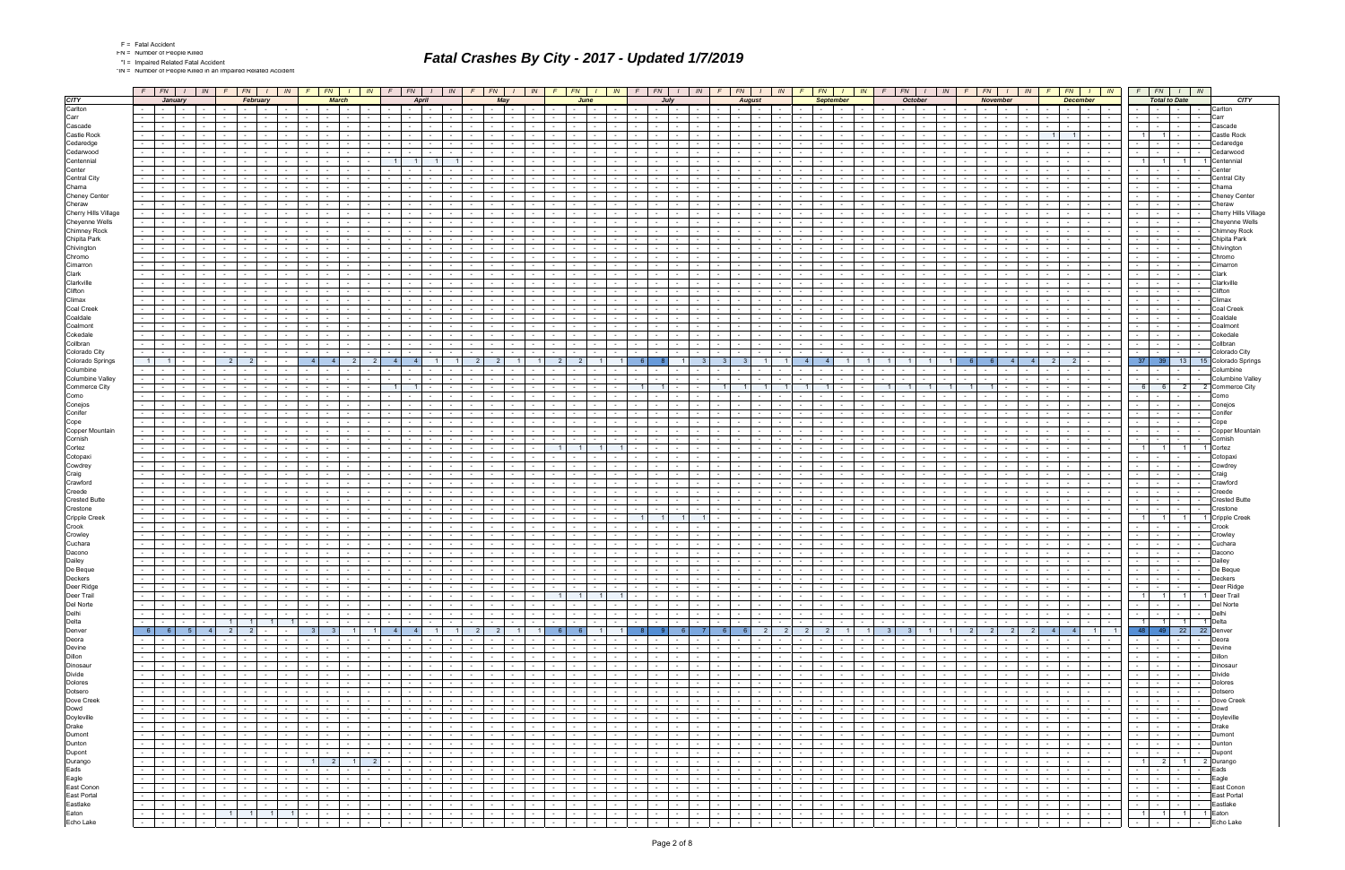| CITY | January | | | | February | | | | March | | | | April | | | | May | | | | June | | | | July | | | | August | | | | September | | | | October | | | | November | | | | December | | | | Total to Date | | | | CITY |
|---|---|---|---|---|---|---|---|---|---|---|---|---|---|---|---|---|---|---|---|---|---|---|---|---|---|---|---|---|---|---|---|---|---|---|---|---|---|---|---|---|---|---|---|---|---|---|---|---|---|---|---|---|---|
| | F | FN | I | IN | F | FN | I | IN | F | FN | I | IN | F | FN | I | IN | F | FN | I | IN | F | FN | I | IN | F | FN | I | IN | F | FN | I | IN | F | FN | I | IN | F | FN | I | IN | F | FN | I | IN | F | FN | I | IN | F | FN | I | IN | |
| Carlton | - | - | - | - | - | - | - | - | - | - | - | - | - | - | - | - | - | - | - | - | - | - | - | - | - | - | - | - | - | - | - | - | - | - | - | - | - | - | - | - | - | - | - | - | - | - | - | - | - | - | - | - | Carlton |
| Carr | - | - | - | - | - | - | - | - | - | - | - | - | - | - | - | - | - | - | - | - | - | - | - | - | - | - | - | - | - | - | - | - | - | - | - | - | - | - | - | - | - | - | - | - | - | - | - | - | - | - | - | - | Carr |
| Cascade | - | - | - | - | - | - | - | - | - | - | - | - | - | - | - | - | - | - | - | - | - | - | - | - | - | - | - | - | - | - | - | - | - | - | - | - | - | - | - | - | - | - | - | - | - | - | - | - | - | - | - | - | Cascade |
| Castle Rock | - | - | - | - | - | - | - | - | - | - | - | - | - | - | - | - | - | - | - | - | - | - | - | - | - | - | - | - | - | - | - | - | - | - | - | - | - | - | - | - | - | - | - | - | 1 | 1 | - | - | 1 | 1 | - | - | Castle Rock |
| Cedaredge | - | - | - | - | - | - | - | - | - | - | - | - | - | - | - | - | - | - | - | - | - | - | - | - | - | - | - | - | - | - | - | - | - | - | - | - | - | - | - | - | - | - | - | - | - | - | - | - | - | - | - | - | Cedaredge |
| Cedarwood | - | - | - | - | - | - | - | - | - | - | - | - | - | - | - | - | - | - | - | - | - | - | - | - | - | - | - | - | - | - | - | - | - | - | - | - | - | - | - | - | - | - | - | - | - | - | - | - | - | - | - | - | Cedarwood |
| Centennial | - | - | - | - | - | - | - | - | - | - | - | - | 1 | 1 | 1 | 1 | - | - | - | - | - | - | - | - | - | - | - | - | - | - | - | - | - | - | - | - | - | - | - | - | - | - | - | - | - | - | - | - | 1 | 1 | 1 | 1 | Centennial |
| Center | - | - | - | - | - | - | - | - | - | - | - | - | - | - | - | - | - | - | - | - | - | - | - | - | - | - | - | - | - | - | - | - | - | - | - | - | - | - | - | - | - | - | - | - | - | - | - | - | - | - | - | - | Center |
| Central City | - | - | - | - | - | - | - | - | - | - | - | - | - | - | - | - | - | - | - | - | - | - | - | - | - | - | - | - | - | - | - | - | - | - | - | - | - | - | - | - | - | - | - | - | - | - | - | - | - | - | - | - | Central City |
| Chama | - | - | - | - | - | - | - | - | - | - | - | - | - | - | - | - | - | - | - | - | - | - | - | - | - | - | - | - | - | - | - | - | - | - | - | - | - | - | - | - | - | - | - | - | - | - | - | - | - | - | - | - | Chama |
| Cheney Center | - | - | - | - | - | - | - | - | - | - | - | - | - | - | - | - | - | - | - | - | - | - | - | - | - | - | - | - | - | - | - | - | - | - | - | - | - | - | - | - | - | - | - | - | - | - | - | - | - | - | - | - | Cheney Center |
| Cheraw | - | - | - | - | - | - | - | - | - | - | - | - | - | - | - | - | - | - | - | - | - | - | - | - | - | - | - | - | - | - | - | - | - | - | - | - | - | - | - | - | - | - | - | - | - | - | - | - | - | - | - | - | Cheraw |
| Cherry Hills Village | - | - | - | - | - | - | - | - | - | - | - | - | - | - | - | - | - | - | - | - | - | - | - | - | - | - | - | - | - | - | - | - | - | - | - | - | - | - | - | - | - | - | - | - | - | - | - | - | - | - | - | - | Cherry Hills Village |
| Cheyenne Wells | - | - | - | - | - | - | - | - | - | - | - | - | - | - | - | - | - | - | - | - | - | - | - | - | - | - | - | - | - | - | - | - | - | - | - | - | - | - | - | - | - | - | - | - | - | - | - | - | - | - | - | - | Cheyenne Wells |
| Chimney Rock | - | - | - | - | - | - | - | - | - | - | - | - | - | - | - | - | - | - | - | - | - | - | - | - | - | - | - | - | - | - | - | - | - | - | - | - | - | - | - | - | - | - | - | - | - | - | - | - | - | - | - | - | Chimney Rock |
| Chipita Park | - | - | - | - | - | - | - | - | - | - | - | - | - | - | - | - | - | - | - | - | - | - | - | - | - | - | - | - | - | - | - | - | - | - | - | - | - | - | - | - | - | - | - | - | - | - | - | - | - | - | - | - | Chipita Park |
| Chivington | - | - | - | - | - | - | - | - | - | - | - | - | - | - | - | - | - | - | - | - | - | - | - | - | - | - | - | - | - | - | - | - | - | - | - | - | - | - | - | - | - | - | - | - | - | - | - | - | - | - | - | - | Chivington |
| Chromo | - | - | - | - | - | - | - | - | - | - | - | - | - | - | - | - | - | - | - | - | - | - | - | - | - | - | - | - | - | - | - | - | - | - | - | - | - | - | - | - | - | - | - | - | - | - | - | - | - | - | - | - | Chromo |
| Cimarron | - | - | - | - | - | - | - | - | - | - | - | - | - | - | - | - | - | - | - | - | - | - | - | - | - | - | - | - | - | - | - | - | - | - | - | - | - | - | - | - | - | - | - | - | - | - | - | - | - | - | - | - | Cimarron |
| Clark | - | - | - | - | - | - | - | - | - | - | - | - | - | - | - | - | - | - | - | - | - | - | - | - | - | - | - | - | - | - | - | - | - | - | - | - | - | - | - | - | - | - | - | - | - | - | - | - | - | - | - | - | Clark |
| Clarkville | - | - | - | - | - | - | - | - | - | - | - | - | - | - | - | - | - | - | - | - | - | - | - | - | - | - | - | - | - | - | - | - | - | - | - | - | - | - | - | - | - | - | - | - | - | - | - | - | - | - | - | - | Clarkville |
| Clifton | - | - | - | - | - | - | - | - | - | - | - | - | - | - | - | - | - | - | - | - | - | - | - | - | - | - | - | - | - | - | - | - | - | - | - | - | - | - | - | - | - | - | - | - | - | - | - | - | - | - | - | - | Clifton |
| Climax | - | - | - | - | - | - | - | - | - | - | - | - | - | - | - | - | - | - | - | - | - | - | - | - | - | - | - | - | - | - | - | - | - | - | - | - | - | - | - | - | - | - | - | - | - | - | - | - | - | - | - | - | Climax |
| Coal Creek | - | - | - | - | - | - | - | - | - | - | - | - | - | - | - | - | - | - | - | - | - | - | - | - | - | - | - | - | - | - | - | - | - | - | - | - | - | - | - | - | - | - | - | - | - | - | - | - | - | - | - | - | Coal Creek |
| Coaldale | - | - | - | - | - | - | - | - | - | - | - | - | - | - | - | - | - | - | - | - | - | - | - | - | - | - | - | - | - | - | - | - | - | - | - | - | - | - | - | - | - | - | - | - | - | - | - | - | - | - | - | - | Coaldale |
| Coalmont | - | - | - | - | - | - | - | - | - | - | - | - | - | - | - | - | - | - | - | - | - | - | - | - | - | - | - | - | - | - | - | - | - | - | - | - | - | - | - | - | - | - | - | - | - | - | - | - | - | - | - | - | Coalmont |
| Cokedale | - | - | - | - | - | - | - | - | - | - | - | - | - | - | - | - | - | - | - | - | - | - | - | - | - | - | - | - | - | - | - | - | - | - | - | - | - | - | - | - | - | - | - | - | - | - | - | - | - | - | - | - | Cokedale |
| Collbran | - | - | - | - | - | - | - | - | - | - | - | - | - | - | - | - | - | - | - | - | - | - | - | - | - | - | - | - | - | - | - | - | - | - | - | - | - | - | - | - | - | - | - | - | - | - | - | - | - | - | - | - | Collbran |
| Colorado City | - | - | - | - | - | - | - | - | - | - | - | - | - | - | - | - | - | - | - | - | - | - | - | - | - | - | - | - | - | - | - | - | - | - | - | - | - | - | - | - | - | - | - | - | - | - | - | - | - | - | - | - | Colorado City |
| Colorado Springs | 1 | 1 | - | - | 2 | 2 | - | - | 4 | 4 | 2 | 2 | 4 | 4 | 1 | 1 | 2 | 2 | 1 | 1 | 2 | 2 | 1 | 1 | 6 | 8 | 1 | 3 | 3 | 3 | 1 | 1 | 4 | 4 | 1 | 1 | 1 | 1 | 1 | 1 | 6 | 6 | 4 | 4 | 2 | 2 | - | - | 37 | 39 | 13 | 15 | Colorado Springs |
| Columbine | - | - | - | - | - | - | - | - | - | - | - | - | - | - | - | - | - | - | - | - | - | - | - | - | - | - | - | - | - | - | - | - | - | - | - | - | - | - | - | - | - | - | - | - | - | - | - | - | - | - | - | - | Columbine |
| Columbine Valley | - | - | - | - | - | - | - | - | - | - | - | - | - | - | - | - | - | - | - | - | - | - | - | - | - | - | - | - | - | - | - | - | - | - | - | - | - | - | - | - | - | - | - | - | - | - | - | - | - | - | - | - | Columbine Valley |
| Commerce City | - | - | - | - | - | - | - | - | - | - | - | - | 1 | 1 | - | - | - | - | - | - | - | - | - | - | 1 | 1 | - | - | 1 | 1 | 1 | 1 | 1 | 1 | - | - | 1 | 1 | 1 | 1 | 1 | 1 | - | - | - | - | - | - | 6 | 6 | 2 | 2 | Commerce City |
| Como | - | - | - | - | - | - | - | - | - | - | - | - | - | - | - | - | - | - | - | - | - | - | - | - | - | - | - | - | - | - | - | - | - | - | - | - | - | - | - | - | - | - | - | - | - | - | - | - | - | - | - | - | Como |
| Conejos | - | - | - | - | - | - | - | - | - | - | - | - | - | - | - | - | - | - | - | - | - | - | - | - | - | - | - | - | - | - | - | - | - | - | - | - | - | - | - | - | - | - | - | - | - | - | - | - | - | - | - | - | Conejos |
| Conifer | - | - | - | - | - | - | - | - | - | - | - | - | - | - | - | - | - | - | - | - | - | - | - | - | - | - | - | - | - | - | - | - | - | - | - | - | - | - | - | - | - | - | - | - | - | - | - | - | - | - | - | - | Conifer |
| Cope | - | - | - | - | - | - | - | - | - | - | - | - | - | - | - | - | - | - | - | - | - | - | - | - | - | - | - | - | - | - | - | - | - | - | - | - | - | - | - | - | - | - | - | - | - | - | - | - | - | - | - | - | Cope |
| Copper Mountain | - | - | - | - | - | - | - | - | - | - | - | - | - | - | - | - | - | - | - | - | - | - | - | - | - | - | - | - | - | - | - | - | - | - | - | - | - | - | - | - | - | - | - | - | - | - | - | - | - | - | - | - | Copper Mountain |
| Cornish | - | - | - | - | - | - | - | - | - | - | - | - | - | - | - | - | - | - | - | - | - | - | - | - | - | - | - | - | - | - | - | - | - | - | - | - | - | - | - | - | - | - | - | - | - | - | - | - | - | - | - | - | Cornish |
| Cortez | - | - | - | - | - | - | - | - | - | - | - | - | - | - | - | - | - | - | - | - | 1 | 1 | 1 | 1 | - | - | - | - | - | - | - | - | - | - | - | - | - | - | - | - | - | - | - | - | - | - | - | - | 1 | 1 | 1 | 1 | Cortez |
| Cotopaxi | - | - | - | - | - | - | - | - | - | - | - | - | - | - | - | - | - | - | - | - | - | - | - | - | - | - | - | - | - | - | - | - | - | - | - | - | - | - | - | - | - | - | - | - | - | - | - | - | - | - | - | - | Cotopaxi |
| Cowdrey | - | - | - | - | - | - | - | - | - | - | - | - | - | - | - | - | - | - | - | - | - | - | - | - | - | - | - | - | - | - | - | - | - | - | - | - | - | - | - | - | - | - | - | - | - | - | - | - | - | - | - | - | Cowdrey |
| Craig | - | - | - | - | - | - | - | - | - | - | - | - | - | - | - | - | - | - | - | - | - | - | - | - | - | - | - | - | - | - | - | - | - | - | - | - | - | - | - | - | - | - | - | - | - | - | - | - | - | - | - | - | Craig |
| Crawford | - | - | - | - | - | - | - | - | - | - | - | - | - | - | - | - | - | - | - | - | - | - | - | - | - | - | - | - | - | - | - | - | - | - | - | - | - | - | - | - | - | - | - | - | - | - | - | - | - | - | - | - | Crawford |
| Creede | - | - | - | - | - | - | - | - | - | - | - | - | - | - | - | - | - | - | - | - | - | - | - | - | - | - | - | - | - | - | - | - | - | - | - | - | - | - | - | - | - | - | - | - | - | - | - | - | - | - | - | - | Creede |
| Crested Butte | - | - | - | - | - | - | - | - | - | - | - | - | - | - | - | - | - | - | - | - | - | - | - | - | - | - | - | - | - | - | - | - | - | - | - | - | - | - | - | - | - | - | - | - | - | - | - | - | - | - | - | - | Crested Butte |
| Crestone | - | - | - | - | - | - | - | - | - | - | - | - | - | - | - | - | - | - | - | - | - | - | - | - | - | - | - | - | - | - | - | - | - | - | - | - | - | - | - | - | - | - | - | - | - | - | - | - | - | - | - | - | Crestone |
| Cripple Creek | - | - | - | - | - | - | - | - | - | - | - | - | - | - | - | - | - | - | - | - | - | - | - | - | 1 | 1 | 1 | 1 | - | - | - | - | - | - | - | - | - | - | - | - | - | - | - | - | - | - | - | - | 1 | 1 | 1 | 1 | Cripple Creek |
| Crook | - | - | - | - | - | - | - | - | - | - | - | - | - | - | - | - | - | - | - | - | - | - | - | - | - | - | - | - | - | - | - | - | - | - | - | - | - | - | - | - | - | - | - | - | - | - | - | - | - | - | - | - | Crook |
| Crowley | - | - | - | - | - | - | - | - | - | - | - | - | - | - | - | - | - | - | - | - | - | - | - | - | - | - | - | - | - | - | - | - | - | - | - | - | - | - | - | - | - | - | - | - | - | - | - | - | - | - | - | - | Crowley |
| Cuchara | - | - | - | - | - | - | - | - | - | - | - | - | - | - | - | - | - | - | - | - | - | - | - | - | - | - | - | - | - | - | - | - | - | - | - | - | - | - | - | - | - | - | - | - | - | - | - | - | - | - | - | - | Cuchara |
| Dacono | - | - | - | - | - | - | - | - | - | - | - | - | - | - | - | - | - | - | - | - | - | - | - | - | - | - | - | - | - | - | - | - | - | - | - | - | - | - | - | - | - | - | - | - | - | - | - | - | - | - | - | - | Dacono |
| Dailey | - | - | - | - | - | - | - | - | - | - | - | - | - | - | - | - | - | - | - | - | - | - | - | - | - | - | - | - | - | - | - | - | - | - | - | - | - | - | - | - | - | - | - | - | - | - | - | - | - | - | - | - | Dailey |
| De Beque | - | - | - | - | - | - | - | - | - | - | - | - | - | - | - | - | - | - | - | - | - | - | - | - | - | - | - | - | - | - | - | - | - | - | - | - | - | - | - | - | - | - | - | - | - | - | - | - | - | - | - | - | De Beque |
| Deckers | - | - | - | - | - | - | - | - | - | - | - | - | - | - | - | - | - | - | - | - | - | - | - | - | - | - | - | - | - | - | - | - | - | - | - | - | - | - | - | - | - | - | - | - | - | - | - | - | - | - | - | - | Deckers |
| Deer Ridge | - | - | - | - | - | - | - | - | - | - | - | - | - | - | - | - | - | - | - | - | - | - | - | - | - | - | - | - | - | - | - | - | - | - | - | - | - | - | - | - | - | - | - | - | - | - | - | - | - | - | - | - | Deer Ridge |
| Deer Trail | - | - | - | - | - | - | - | - | - | - | - | - | - | - | - | - | - | - | - | - | 1 | 1 | 1 | 1 | - | - | - | - | - | - | - | - | - | - | - | - | - | - | - | - | - | - | - | - | - | - | - | - | 1 | 1 | 1 | 1 | Deer Trail |
| Del Norte | - | - | - | - | - | - | - | - | - | - | - | - | - | - | - | - | - | - | - | - | - | - | - | - | - | - | - | - | - | - | - | - | - | - | - | - | - | - | - | - | - | - | - | - | - | - | - | - | - | - | - | - | Del Norte |
| Delhi | - | - | - | - | - | - | - | - | - | - | - | - | - | - | - | - | - | - | - | - | - | - | - | - | - | - | - | - | - | - | - | - | - | - | - | - | - | - | - | - | - | - | - | - | - | - | - | - | - | - | - | - | Delhi |
| Delta | - | - | - | - | 1 | 1 | 1 | 1 | - | - | - | - | - | - | - | - | - | - | - | - | - | - | - | - | - | - | - | - | - | - | - | - | - | - | - | - | - | - | - | - | - | - | - | - | - | - | - | - | 1 | 1 | 1 | 1 | Delta |
| Denver | 6 | 6 | 5 | 4 | 2 | 2 | - | - | 3 | 3 | 1 | 1 | 4 | 4 | 1 | 1 | 2 | 2 | 1 | 1 | 6 | 6 | 1 | 1 | 8 | 9 | 6 | 7 | 6 | 6 | 2 | 2 | 2 | 2 | 1 | 1 | 3 | 3 | 1 | 1 | 2 | 2 | 2 | 2 | 4 | 4 | 1 | 1 | 48 | 49 | 22 | 22 | Denver |
| Deora | - | - | - | - | - | - | - | - | - | - | - | - | - | - | - | - | - | - | - | - | - | - | - | - | - | - | - | - | - | - | - | - | - | - | - | - | - | - | - | - | - | - | - | - | - | - | - | - | - | - | - | - | Deora |
| Devine | - | - | - | - | - | - | - | - | - | - | - | - | - | - | - | - | - | - | - | - | - | - | - | - | - | - | - | - | - | - | - | - | - | - | - | - | - | - | - | - | - | - | - | - | - | - | - | - | - | - | - | - | Devine |
| Dillon | - | - | - | - | - | - | - | - | - | - | - | - | - | - | - | - | - | - | - | - | - | - | - | - | - | - | - | - | - | - | - | - | - | - | - | - | - | - | - | - | - | - | - | - | - | - | - | - | - | - | - | - | Dillon |
| Dinosaur | - | - | - | - | - | - | - | - | - | - | - | - | - | - | - | - | - | - | - | - | - | - | - | - | - | - | - | - | - | - | - | - | - | - | - | - | - | - | - | - | - | - | - | - | - | - | - | - | - | - | - | - | Dinosaur |
| Divide | - | - | - | - | - | - | - | - | - | - | - | - | - | - | - | - | - | - | - | - | - | - | - | - | - | - | - | - | - | - | - | - | - | - | - | - | - | - | - | - | - | - | - | - | - | - | - | - | - | - | - | - | Divide |
| Dolores | - | - | - | - | - | - | - | - | - | - | - | - | - | - | - | - | - | - | - | - | - | - | - | - | - | - | - | - | - | - | - | - | - | - | - | - | - | - | - | - | - | - | - | - | - | - | - | - | - | - | - | - | Dolores |
| Dotsero | - | - | - | - | - | - | - | - | - | - | - | - | - | - | - | - | - | - | - | - | - | - | - | - | - | - | - | - | - | - | - | - | - | - | - | - | - | - | - | - | - | - | - | - | - | - | - | - | - | - | - | - | Dotsero |
| Dove Creek | - | - | - | - | - | - | - | - | - | - | - | - | - | - | - | - | - | - | - | - | - | - | - | - | - | - | - | - | - | - | - | - | - | - | - | - | - | - | - | - | - | - | - | - | - | - | - | - | - | - | - | - | Dove Creek |
| Dowd | - | - | - | - | - | - | - | - | - | - | - | - | - | - | - | - | - | - | - | - | - | - | - | - | - | - | - | - | - | - | - | - | - | - | - | - | - | - | - | - | - | - | - | - | - | - | - | - | - | - | - | - | Dowd |
| Doyleville | - | - | - | - | - | - | - | - | - | - | - | - | - | - | - | - | - | - | - | - | - | - | - | - | - | - | - | - | - | - | - | - | - | - | - | - | - | - | - | - | - | - | - | - | - | - | - | - | - | - | - | - | Doyleville |
| Drake | - | - | - | - | - | - | - | - | - | - | - | - | - | - | - | - | - | - | - | - | - | - | - | - | - | - | - | - | - | - | - | - | - | - | - | - | - | - | - | - | - | - | - | - | - | - | - | - | - | - | - | - | Drake |
| Dumont | - | - | - | - | - | - | - | - | - | - | - | - | - | - | - | - | - | - | - | - | - | - | - | - | - | - | - | - | - | - | - | - | - | - | - | - | - | - | - | - | - | - | - | - | - | - | - | - | - | - | - | - | Dumont |
| Dunton | - | - | - | - | - | - | - | - | - | - | - | - | - | - | - | - | - | - | - | - | - | - | - | - | - | - | - | - | - | - | - | - | - | - | - | - | - | - | - | - | - | - | - | - | - | - | - | - | - | - | - | - | Dunton |
| Dupont | - | - | - | - | - | - | - | - | - | - | - | - | - | - | - | - | - | - | - | - | - | - | - | - | - | - | - | - | - | - | - | - | - | - | - | - | - | - | - | - | - | - | - | - | - | - | - | - | - | - | - | - | Dupont |
| Durango | - | - | - | - | - | - | - | - | 1 | 2 | 1 | 2 | - | - | - | - | - | - | - | - | - | - | - | - | - | - | - | - | - | - | - | - | - | - | - | - | - | - | - | - | - | - | - | - | - | - | - | - | 1 | 2 | 1 | 2 | Durango |
| Eads | - | - | - | - | - | - | - | - | - | - | - | - | - | - | - | - | - | - | - | - | - | - | - | - | - | - | - | - | - | - | - | - | - | - | - | - | - | - | - | - | - | - | - | - | - | - | - | - | - | - | - | - | Eads |
| Eagle | - | - | - | - | - | - | - | - | - | - | - | - | - | - | - | - | - | - | - | - | - | - | - | - | - | - | - | - | - | - | - | - | - | - | - | - | - | - | - | - | - | - | - | - | - | - | - | - | - | - | - | - | Eagle |
| East Conon | - | - | - | - | - | - | - | - | - | - | - | - | - | - | - | - | - | - | - | - | - | - | - | - | - | - | - | - | - | - | - | - | - | - | - | - | - | - | - | - | - | - | - | - | - | - | - | - | - | - | - | - | East Conon |
| East Portal | - | - | - | - | - | - | - | - | - | - | - | - | - | - | - | - | - | - | - | - | - | - | - | - | - | - | - | - | - | - | - | - | - | - | - | - | - | - | - | - | - | - | - | - | - | - | - | - | - | - | - | - | East Portal |
| Eastlake | - | - | - | - | - | - | - | - | - | - | - | - | - | - | - | - | - | - | - | - | - | - | - | - | - | - | - | - | - | - | - | - | - | - | - | - | - | - | - | - | - | - | - | - | - | - | - | - | - | - | - | - | Eastlake |
| Eaton | - | - | - | - | 1 | 1 | 1 | 1 | - | - | - | - | - | - | - | - | - | - | - | - | - | - | - | - | - | - | - | - | - | - | - | - | - | - | - | - | - | - | - | - | - | - | - | - | - | - | - | - | 1 | 1 | 1 | 1 | Eaton |
| Echo Lake | - | - | - | - | - | - | - | - | - | - | - | - | - | - | - | - | - | - | - | - | - | - | - | - | - | - | - | - | - | - | - | - | - | - | - | - | - | - | - | - | - | - | - | - | - | - | - | - | - | - | - | - | Echo Lake |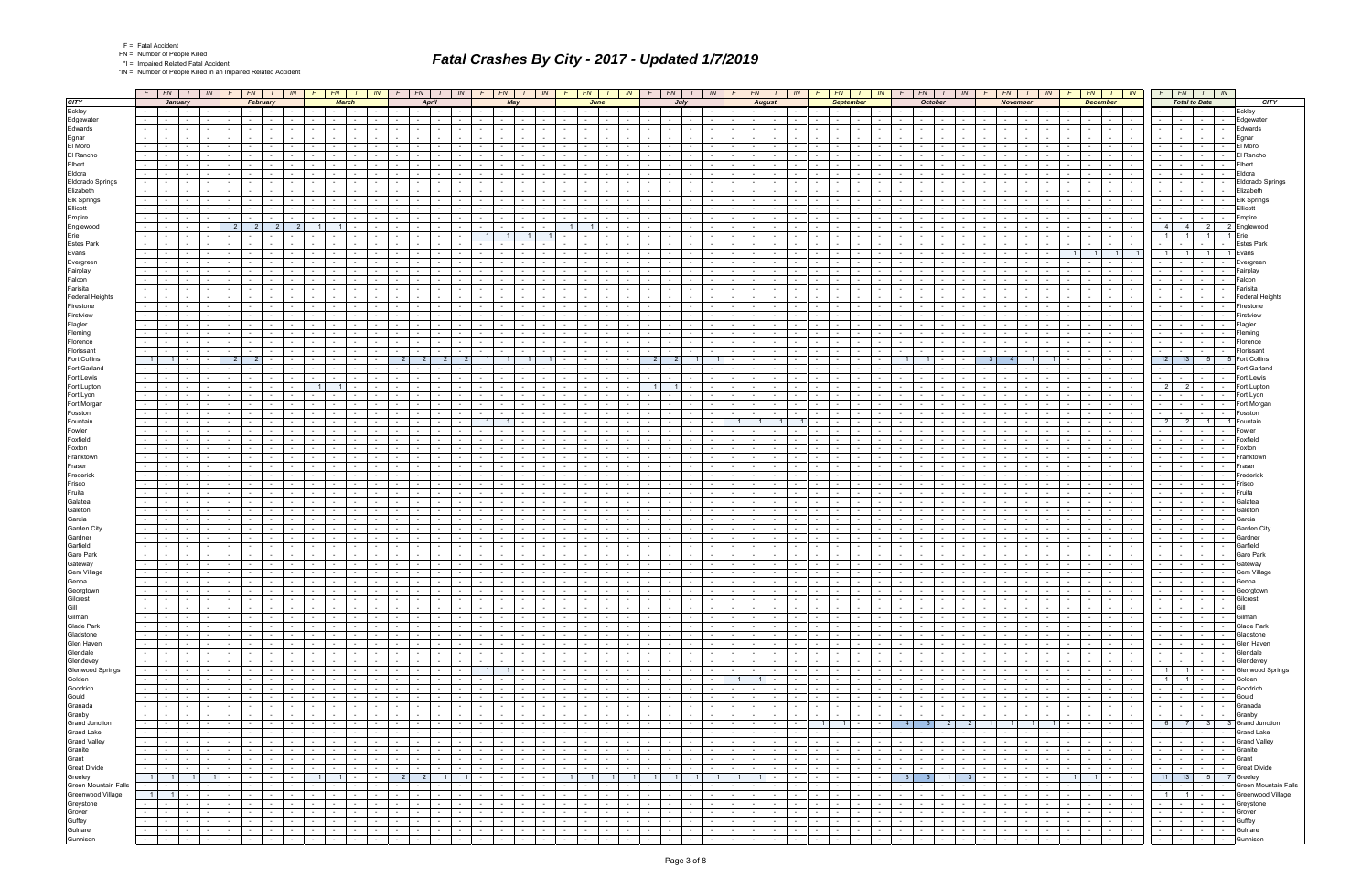F = Fatal Accident
FN = Number of People Killed
*I = Impaired Related Fatal Accident
*IN = Number of People Killed in an Impaired Related Accident

# Fatal Crashes By City - 2017 - Updated 1/7/2019

| CITY | January | | | | February | | | | March | | | | April | | | | May | | | | June | | | | July | | | | August | | | | September | | | | October | | | | November | | | | December | | | | Total to Date | | | | CITY |
|---|---|---|---|---|---|---|---|---|---|---|---|---|---|---|---|---|---|---|---|---|---|---|---|---|---|---|---|---|---|---|---|---|---|---|---|---|---|---|---|---|---|---|---|---|---|---|---|---|---|---|---|---|---|
| | F | FN | I | IN | F | FN | I | IN | F | FN | I | IN | F | FN | I | IN | F | FN | I | IN | F | FN | I | IN | F | FN | I | IN | F | FN | I | IN | F | FN | I | IN | F | FN | I | IN | F | FN | I | IN | F | FN | I | IN | F | FN | I | IN | |
| Eckley | - | - | - | - | - | - | - | - | - | - | - | - | - | - | - | - | - | - | - | - | - | - | - | - | - | - | - | - | - | - | - | - | - | - | - | - | - | - | - | - | - | - | - | - | - | - | - | - | - | - | - | - | Eckley |
| Edgewater | - | - | - | - | - | - | - | - | - | - | - | - | - | - | - | - | - | - | - | - | - | - | - | - | - | - | - | - | - | - | - | - | - | - | - | - | - | - | - | - | - | - | - | - | - | - | - | - | - | - | - | - | Edgewater |
| Edwards | - | - | - | - | - | - | - | - | - | - | - | - | - | - | - | - | - | - | - | - | - | - | - | - | - | - | - | - | - | - | - | - | - | - | - | - | - | - | - | - | - | - | - | - | - | - | - | - | - | - | - | - | Edwards |
| Egnar | - | - | - | - | - | - | - | - | - | - | - | - | - | - | - | - | - | - | - | - | - | - | - | - | - | - | - | - | - | - | - | - | - | - | - | - | - | - | - | - | - | - | - | - | - | - | - | - | - | - | - | - | Egnar |
| El Moro | - | - | - | - | - | - | - | - | - | - | - | - | - | - | - | - | - | - | - | - | - | - | - | - | - | - | - | - | - | - | - | - | - | - | - | - | - | - | - | - | - | - | - | - | - | - | - | - | - | - | - | - | El Moro |
| El Rancho | - | - | - | - | - | - | - | - | - | - | - | - | - | - | - | - | - | - | - | - | - | - | - | - | - | - | - | - | - | - | - | - | - | - | - | - | - | - | - | - | - | - | - | - | - | - | - | - | - | - | - | - | El Rancho |
| Elbert | - | - | - | - | - | - | - | - | - | - | - | - | - | - | - | - | - | - | - | - | - | - | - | - | - | - | - | - | - | - | - | - | - | - | - | - | - | - | - | - | - | - | - | - | - | - | - | - | - | - | - | - | Elbert |
| Eldora | - | - | - | - | - | - | - | - | - | - | - | - | - | - | - | - | - | - | - | - | - | - | - | - | - | - | - | - | - | - | - | - | - | - | - | - | - | - | - | - | - | - | - | - | - | - | - | - | - | - | - | - | Eldora |
| Eldorado Springs | - | - | - | - | - | - | - | - | - | - | - | - | - | - | - | - | - | - | - | - | - | - | - | - | - | - | - | - | - | - | - | - | - | - | - | - | - | - | - | - | - | - | - | - | - | - | - | - | - | - | - | - | Eldorado Springs |
| Elizabeth | - | - | - | - | - | - | - | - | - | - | - | - | - | - | - | - | - | - | - | - | - | - | - | - | - | - | - | - | - | - | - | - | - | - | - | - | - | - | - | - | - | - | - | - | - | - | - | - | - | - | - | - | Elizabeth |
| Elk Springs | - | - | - | - | - | - | - | - | - | - | - | - | - | - | - | - | - | - | - | - | - | - | - | - | - | - | - | - | - | - | - | - | - | - | - | - | - | - | - | - | - | - | - | - | - | - | - | - | - | - | - | - | Elk Springs |
| Ellicott | - | - | - | - | - | - | - | - | - | - | - | - | - | - | - | - | - | - | - | - | - | - | - | - | - | - | - | - | - | - | - | - | - | - | - | - | - | - | - | - | - | - | - | - | - | - | - | - | - | - | - | - | Ellicott |
| Empire | - | - | - | - | - | - | - | - | - | - | - | - | - | - | - | - | - | - | - | - | - | - | - | - | - | - | - | - | - | - | - | - | - | - | - | - | - | - | - | - | - | - | - | - | - | - | - | - | - | - | - | - | Empire |
| Englewood | - | - | - | - | 2 | 2 | 2 | 2 | 1 | 1 | - | - | - | - | - | - | - | - | - | - | 1 | 1 | - | - | - | - | - | - | - | - | - | - | - | - | - | - | - | - | - | - | - | - | - | - | - | - | - | - | 4 | 4 | 2 | 2 | Englewood |
| Erie | - | - | - | - | - | - | - | - | - | - | - | - | - | - | - | - | 1 | 1 | 1 | 1 | - | - | - | - | - | - | - | - | - | - | - | - | - | - | - | - | - | - | - | - | - | - | - | - | - | - | - | - | 1 | 1 | 1 | 1 | Erie |
| Estes Park | - | - | - | - | - | - | - | - | - | - | - | - | - | - | - | - | - | - | - | - | - | - | - | - | - | - | - | - | - | - | - | - | - | - | - | - | - | - | - | - | - | - | - | - | - | - | - | - | - | - | - | - | Estes Park |
| Evans | - | - | - | - | - | - | - | - | - | - | - | - | - | - | - | - | - | - | - | - | - | - | - | - | - | - | - | - | - | - | - | - | - | - | - | - | - | - | - | - | - | - | - | - | 1 | 1 | 1 | 1 | 1 | 1 | 1 | 1 | Evans |
| Evergreen | - | - | - | - | - | - | - | - | - | - | - | - | - | - | - | - | - | - | - | - | - | - | - | - | - | - | - | - | - | - | - | - | - | - | - | - | - | - | - | - | - | - | - | - | - | - | - | - | - | - | - | - | Evergreen |
| Fairplay | - | - | - | - | - | - | - | - | - | - | - | - | - | - | - | - | - | - | - | - | - | - | - | - | - | - | - | - | - | - | - | - | - | - | - | - | - | - | - | - | - | - | - | - | - | - | - | - | - | - | - | - | Fairplay |
| Falcon | - | - | - | - | - | - | - | - | - | - | - | - | - | - | - | - | - | - | - | - | - | - | - | - | - | - | - | - | - | - | - | - | - | - | - | - | - | - | - | - | - | - | - | - | - | - | - | - | - | - | - | - | Falcon |
| Farisita | - | - | - | - | - | - | - | - | - | - | - | - | - | - | - | - | - | - | - | - | - | - | - | - | - | - | - | - | - | - | - | - | - | - | - | - | - | - | - | - | - | - | - | - | - | - | - | - | - | - | - | - | Farisita |
| Federal Heights | - | - | - | - | - | - | - | - | - | - | - | - | - | - | - | - | - | - | - | - | - | - | - | - | - | - | - | - | - | - | - | - | - | - | - | - | - | - | - | - | - | - | - | - | - | - | - | - | - | - | - | - | Federal Heights |
| Firestone | - | - | - | - | - | - | - | - | - | - | - | - | - | - | - | - | - | - | - | - | - | - | - | - | - | - | - | - | - | - | - | - | - | - | - | - | - | - | - | - | - | - | - | - | - | - | - | - | - | - | - | - | Firestone |
| Firstview | - | - | - | - | - | - | - | - | - | - | - | - | - | - | - | - | - | - | - | - | - | - | - | - | - | - | - | - | - | - | - | - | - | - | - | - | - | - | - | - | - | - | - | - | - | - | - | - | - | - | - | - | Firstview |
| Flagler | - | - | - | - | - | - | - | - | - | - | - | - | - | - | - | - | - | - | - | - | - | - | - | - | - | - | - | - | - | - | - | - | - | - | - | - | - | - | - | - | - | - | - | - | - | - | - | - | - | - | - | - | Flagler |
| Fleming | - | - | - | - | - | - | - | - | - | - | - | - | - | - | - | - | - | - | - | - | - | - | - | - | - | - | - | - | - | - | - | - | - | - | - | - | - | - | - | - | - | - | - | - | - | - | - | - | - | - | - | - | Fleming |
| Florence | - | - | - | - | - | - | - | - | - | - | - | - | - | - | - | - | - | - | - | - | - | - | - | - | - | - | - | - | - | - | - | - | - | - | - | - | - | - | - | - | - | - | - | - | - | - | - | - | - | - | - | - | Florence |
| Florissant | - | - | - | - | - | - | - | - | - | - | - | - | - | - | - | - | - | - | - | - | - | - | - | - | - | - | - | - | - | - | - | - | - | - | - | - | - | - | - | - | - | - | - | - | - | - | - | - | - | - | - | - | Florissant |
| Fort Collins | 1 | 1 | - | - | 2 | 2 | - | - | - | - | - | - | 2 | 2 | 2 | 2 | 1 | 1 | 1 | 1 | - | - | - | - | 2 | 2 | 1 | 1 | - | - | - | - | - | - | - | - | 1 | 1 | - | - | 3 | 4 | 1 | 1 | - | - | - | - | 12 | 13 | 5 | 5 | Fort Collins |
| Fort Garland | - | - | - | - | - | - | - | - | - | - | - | - | - | - | - | - | - | - | - | - | - | - | - | - | - | - | - | - | - | - | - | - | - | - | - | - | - | - | - | - | - | - | - | - | - | - | - | - | - | - | - | - | Fort Garland |
| Fort Lewis | - | - | - | - | - | - | - | - | - | - | - | - | - | - | - | - | - | - | - | - | - | - | - | - | - | - | - | - | - | - | - | - | - | - | - | - | - | - | - | - | - | - | - | - | - | - | - | - | - | - | - | - | Fort Lewis |
| Fort Lupton | - | - | - | - | - | - | - | - | 1 | 1 | - | - | - | - | - | - | - | - | - | - | - | - | - | - | 1 | 1 | - | - | - | - | - | - | - | - | - | - | - | - | - | - | - | - | - | - | - | - | - | - | 2 | 2 | - | - | Fort Lupton |
| Fort Lyon | - | - | - | - | - | - | - | - | - | - | - | - | - | - | - | - | - | - | - | - | - | - | - | - | - | - | - | - | - | - | - | - | - | - | - | - | - | - | - | - | - | - | - | - | - | - | - | - | - | - | - | - | Fort Lyon |
| Fort Morgan | - | - | - | - | - | - | - | - | - | - | - | - | - | - | - | - | - | - | - | - | - | - | - | - | - | - | - | - | - | - | - | - | - | - | - | - | - | - | - | - | - | - | - | - | - | - | - | - | - | - | - | - | Fort Morgan |
| Fosston | - | - | - | - | - | - | - | - | - | - | - | - | - | - | - | - | - | - | - | - | - | - | - | - | - | - | - | - | - | - | - | - | - | - | - | - | - | - | - | - | - | - | - | - | - | - | - | - | - | - | - | - | Fosston |
| Fountain | - | - | - | - | - | - | - | - | - | - | - | - | - | - | - | - | 1 | 1 | - | - | - | - | - | - | - | - | - | - | 1 | 1 | 1 | 1 | - | - | - | - | - | - | - | - | - | - | - | - | - | - | - | - | 2 | 2 | 1 | 1 | Fountain |
| Fowler | - | - | - | - | - | - | - | - | - | - | - | - | - | - | - | - | - | - | - | - | - | - | - | - | - | - | - | - | - | - | - | - | - | - | - | - | - | - | - | - | - | - | - | - | - | - | - | - | - | - | - | - | Fowler |
| Foxfield | - | - | - | - | - | - | - | - | - | - | - | - | - | - | - | - | - | - | - | - | - | - | - | - | - | - | - | - | - | - | - | - | - | - | - | - | - | - | - | - | - | - | - | - | - | - | - | - | - | - | - | - | Foxfield |
| Foxton | - | - | - | - | - | - | - | - | - | - | - | - | - | - | - | - | - | - | - | - | - | - | - | - | - | - | - | - | - | - | - | - | - | - | - | - | - | - | - | - | - | - | - | - | - | - | - | - | - | - | - | - | Foxton |
| Franktown | - | - | - | - | - | - | - | - | - | - | - | - | - | - | - | - | - | - | - | - | - | - | - | - | - | - | - | - | - | - | - | - | - | - | - | - | - | - | - | - | - | - | - | - | - | - | - | - | - | - | - | - | Franktown |
| Fraser | - | - | - | - | - | - | - | - | - | - | - | - | - | - | - | - | - | - | - | - | - | - | - | - | - | - | - | - | - | - | - | - | - | - | - | - | - | - | - | - | - | - | - | - | - | - | - | - | - | - | - | - | Fraser |
| Frederick | - | - | - | - | - | - | - | - | - | - | - | - | - | - | - | - | - | - | - | - | - | - | - | - | - | - | - | - | - | - | - | - | - | - | - | - | - | - | - | - | - | - | - | - | - | - | - | - | - | - | - | - | Frederick |
| Frisco | - | - | - | - | - | - | - | - | - | - | - | - | - | - | - | - | - | - | - | - | - | - | - | - | - | - | - | - | - | - | - | - | - | - | - | - | - | - | - | - | - | - | - | - | - | - | - | - | - | - | - | - | Frisco |
| Fruita | - | - | - | - | - | - | - | - | - | - | - | - | - | - | - | - | - | - | - | - | - | - | - | - | - | - | - | - | - | - | - | - | - | - | - | - | - | - | - | - | - | - | - | - | - | - | - | - | - | - | - | - | Fruita |
| Galatea | - | - | - | - | - | - | - | - | - | - | - | - | - | - | - | - | - | - | - | - | - | - | - | - | - | - | - | - | - | - | - | - | - | - | - | - | - | - | - | - | - | - | - | - | - | - | - | - | - | - | - | - | Galatea |
| Galeton | - | - | - | - | - | - | - | - | - | - | - | - | - | - | - | - | - | - | - | - | - | - | - | - | - | - | - | - | - | - | - | - | - | - | - | - | - | - | - | - | - | - | - | - | - | - | - | - | - | - | - | - | Galeton |
| Garcia | - | - | - | - | - | - | - | - | - | - | - | - | - | - | - | - | - | - | - | - | - | - | - | - | - | - | - | - | - | - | - | - | - | - | - | - | - | - | - | - | - | - | - | - | - | - | - | - | - | - | - | - | Garcia |
| Garden City | - | - | - | - | - | - | - | - | - | - | - | - | - | - | - | - | - | - | - | - | - | - | - | - | - | - | - | - | - | - | - | - | - | - | - | - | - | - | - | - | - | - | - | - | - | - | - | - | - | - | - | - | Garden City |
| Gardner | - | - | - | - | - | - | - | - | - | - | - | - | - | - | - | - | - | - | - | - | - | - | - | - | - | - | - | - | - | - | - | - | - | - | - | - | - | - | - | - | - | - | - | - | - | - | - | - | - | - | - | - | Gardner |
| Garfield | - | - | - | - | - | - | - | - | - | - | - | - | - | - | - | - | - | - | - | - | - | - | - | - | - | - | - | - | - | - | - | - | - | - | - | - | - | - | - | - | - | - | - | - | - | - | - | - | - | - | - | - | Garfield |
| Garo Park | - | - | - | - | - | - | - | - | - | - | - | - | - | - | - | - | - | - | - | - | - | - | - | - | - | - | - | - | - | - | - | - | - | - | - | - | - | - | - | - | - | - | - | - | - | - | - | - | - | - | - | - | Garo Park |
| Gateway | - | - | - | - | - | - | - | - | - | - | - | - | - | - | - | - | - | - | - | - | - | - | - | - | - | - | - | - | - | - | - | - | - | - | - | - | - | - | - | - | - | - | - | - | - | - | - | - | - | - | - | - | Gateway |
| Gem Village | - | - | - | - | - | - | - | - | - | - | - | - | - | - | - | - | - | - | - | - | - | - | - | - | - | - | - | - | - | - | - | - | - | - | - | - | - | - | - | - | - | - | - | - | - | - | - | - | - | - | - | - | Gem Village |
| Genoa | - | - | - | - | - | - | - | - | - | - | - | - | - | - | - | - | - | - | - | - | - | - | - | - | - | - | - | - | - | - | - | - | - | - | - | - | - | - | - | - | - | - | - | - | - | - | - | - | - | - | - | - | Genoa |
| Georgtown | - | - | - | - | - | - | - | - | - | - | - | - | - | - | - | - | - | - | - | - | - | - | - | - | - | - | - | - | - | - | - | - | - | - | - | - | - | - | - | - | - | - | - | - | - | - | - | - | - | - | - | - | Georgetown |
| Gilcrest | - | - | - | - | - | - | - | - | - | - | - | - | - | - | - | - | - | - | - | - | - | - | - | - | - | - | - | - | - | - | - | - | - | - | - | - | - | - | - | - | - | - | - | - | - | - | - | - | - | - | - | - | Gilcrest |
| Gill | - | - | - | - | - | - | - | - | - | - | - | - | - | - | - | - | - | - | - | - | - | - | - | - | - | - | - | - | - | - | - | - | - | - | - | - | - | - | - | - | - | - | - | - | - | - | - | - | - | - | - | - | Gill |
| Gilman | - | - | - | - | - | - | - | - | - | - | - | - | - | - | - | - | - | - | - | - | - | - | - | - | - | - | - | - | - | - | - | - | - | - | - | - | - | - | - | - | - | - | - | - | - | - | - | - | - | - | - | - | Gilman |
| Glade Park | - | - | - | - | - | - | - | - | - | - | - | - | - | - | - | - | - | - | - | - | - | - | - | - | - | - | - | - | - | - | - | - | - | - | - | - | - | - | - | - | - | - | - | - | - | - | - | - | - | - | - | - | Glade Park |
| Gladstone | - | - | - | - | - | - | - | - | - | - | - | - | - | - | - | - | - | - | - | - | - | - | - | - | - | - | - | - | - | - | - | - | - | - | - | - | - | - | - | - | - | - | - | - | - | - | - | - | - | - | - | - | Gladstone |
| Glen Haven | - | - | - | - | - | - | - | - | - | - | - | - | - | - | - | - | - | - | - | - | - | - | - | - | - | - | - | - | - | - | - | - | - | - | - | - | - | - | - | - | - | - | - | - | - | - | - | - | - | - | - | - | Glen Haven |
| Glendale | - | - | - | - | - | - | - | - | - | - | - | - | - | - | - | - | - | - | - | - | - | - | - | - | - | - | - | - | - | - | - | - | - | - | - | - | - | - | - | - | - | - | - | - | - | - | - | - | - | - | - | - | Glendale |
| Glendevey | - | - | - | - | - | - | - | - | - | - | - | - | - | - | - | - | - | - | - | - | - | - | - | - | - | - | - | - | - | - | - | - | - | - | - | - | - | - | - | - | - | - | - | - | - | - | - | - | - | - | - | - | Glendevey |
| Glenwood Springs | - | - | - | - | - | - | - | - | - | - | - | - | - | - | - | - | 1 | 1 | - | - | - | - | - | - | - | - | - | - | - | - | - | - | - | - | - | - | - | - | - | - | - | - | - | - | - | - | - | - | 1 | 1 | - | - | Glenwood Springs |
| Golden | - | - | - | - | - | - | - | - | - | - | - | - | - | - | - | - | - | - | - | - | - | - | - | - | - | - | - | - | 1 | 1 | - | - | - | - | - | - | - | - | - | - | - | - | - | - | - | - | - | - | 1 | 1 | - | - | Golden |
| Goodrich | - | - | - | - | - | - | - | - | - | - | - | - | - | - | - | - | - | - | - | - | - | - | - | - | - | - | - | - | - | - | - | - | - | - | - | - | - | - | - | - | - | - | - | - | - | - | - | - | - | - | - | - | Goodrich |
| Gould | - | - | - | - | - | - | - | - | - | - | - | - | - | - | - | - | - | - | - | - | - | - | - | - | - | - | - | - | - | - | - | - | - | - | - | - | - | - | - | - | - | - | - | - | - | - | - | - | - | - | - | - | Gould |
| Granada | - | - | - | - | - | - | - | - | - | - | - | - | - | - | - | - | - | - | - | - | - | - | - | - | - | - | - | - | - | - | - | - | - | - | - | - | - | - | - | - | - | - | - | - | - | - | - | - | - | - | - | - | Granada |
| Granby | - | - | - | - | - | - | - | - | - | - | - | - | - | - | - | - | - | - | - | - | - | - | - | - | - | - | - | - | - | - | - | - | - | - | - | - | - | - | - | - | - | - | - | - | - | - | - | - | - | - | - | - | Granby |
| Grand Junction | - | - | - | - | - | - | - | - | - | - | - | - | - | - | - | - | - | - | - | - | - | - | - | - | - | - | - | - | - | - | - | - | 1 | 1 | - | - | 4 | 5 | 2 | 2 | 1 | 1 | 1 | 1 | - | - | - | - | 6 | 7 | 3 | 3 | Grand Junction |
| Grand Lake | - | - | - | - | - | - | - | - | - | - | - | - | - | - | - | - | - | - | - | - | - | - | - | - | - | - | - | - | - | - | - | - | - | - | - | - | - | - | - | - | - | - | - | - | - | - | - | - | - | - | - | - | Grand Lake |
| Grand Valley | - | - | - | - | - | - | - | - | - | - | - | - | - | - | - | - | - | - | - | - | - | - | - | - | - | - | - | - | - | - | - | - | - | - | - | - | - | - | - | - | - | - | - | - | - | - | - | - | - | - | - | - | Grand Valley |
| Granite | - | - | - | - | - | - | - | - | - | - | - | - | - | - | - | - | - | - | - | - | - | - | - | - | - | - | - | - | - | - | - | - | - | - | - | - | - | - | - | - | - | - | - | - | - | - | - | - | - | - | - | - | Granite |
| Grant | - | - | - | - | - | - | - | - | - | - | - | - | - | - | - | - | - | - | - | - | - | - | - | - | - | - | - | - | - | - | - | - | - | - | - | - | - | - | - | - | - | - | - | - | - | - | - | - | - | - | - | - | Grant |
| Great Divide | - | - | - | - | - | - | - | - | - | - | - | - | - | - | - | - | - | - | - | - | - | - | - | - | - | - | - | - | - | - | - | - | - | - | - | - | - | - | - | - | - | - | - | - | - | - | - | - | - | - | - | - | Great Divide |
| Greeley | 1 | 1 | 1 | 1 | - | - | - | - | 1 | 1 | - | - | 2 | 2 | 1 | 1 | - | - | - | - | 1 | 1 | 1 | 1 | 1 | 1 | 1 | 1 | 1 | 1 | - | - | - | - | - | - | 3 | 5 | 1 | 3 | - | - | - | - | 1 | 1 | - | - | 11 | 13 | 5 | 7 | Greeley |
| Green Mountain Falls | - | - | - | - | - | - | - | - | - | - | - | - | - | - | - | - | - | - | - | - | - | - | - | - | - | - | - | - | - | - | - | - | - | - | - | - | - | - | - | - | - | - | - | - | - | - | - | - | - | - | - | - | Green Mountain Falls |
| Greenwood Village | 1 | 1 | - | - | - | - | - | - | - | - | - | - | - | - | - | - | - | - | - | - | - | - | - | - | - | - | - | - | - | - | - | - | - | - | - | - | - | - | - | - | - | - | - | - | - | - | - | - | 1 | 1 | - | - | Greenwood Village |
| Greystone | - | - | - | - | - | - | - | - | - | - | - | - | - | - | - | - | - | - | - | - | - | - | - | - | - | - | - | - | - | - | - | - | - | - | - | - | - | - | - | - | - | - | - | - | - | - | - | - | - | - | - | - | Greystone |
| Grover | - | - | - | - | - | - | - | - | - | - | - | - | - | - | - | - | - | - | - | - | - | - | - | - | - | - | - | - | - | - | - | - | - | - | - | - | - | - | - | - | - | - | - | - | - | - | - | - | - | - | - | - | Grover |
| Guffey | - | - | - | - | - | - | - | - | - | - | - | - | - | - | - | - | - | - | - | - | - | - | - | - | - | - | - | - | - | - | - | - | - | - | - | - | - | - | - | - | - | - | - | - | - | - | - | - | - | - | - | - | Guffey |
| Gulnare | - | - | - | - | - | - | - | - | - | - | - | - | - | - | - | - | - | - | - | - | - | - | - | - | - | - | - | - | - | - | - | - | - | - | - | - | - | - | - | - | - | - | - | - | - | - | - | - | - | - | - | - | Gulnare |
| Gunnison | - | - | - | - | - | - | - | - | - | - | - | - | - | - | - | - | - | - | - | - | - | - | - | - | - | - | - | - | - | - | - | - | - | - | - | - | - | - | - | - | - | - | - | - | - | - | - | - | - | - | - | - | Gunnison |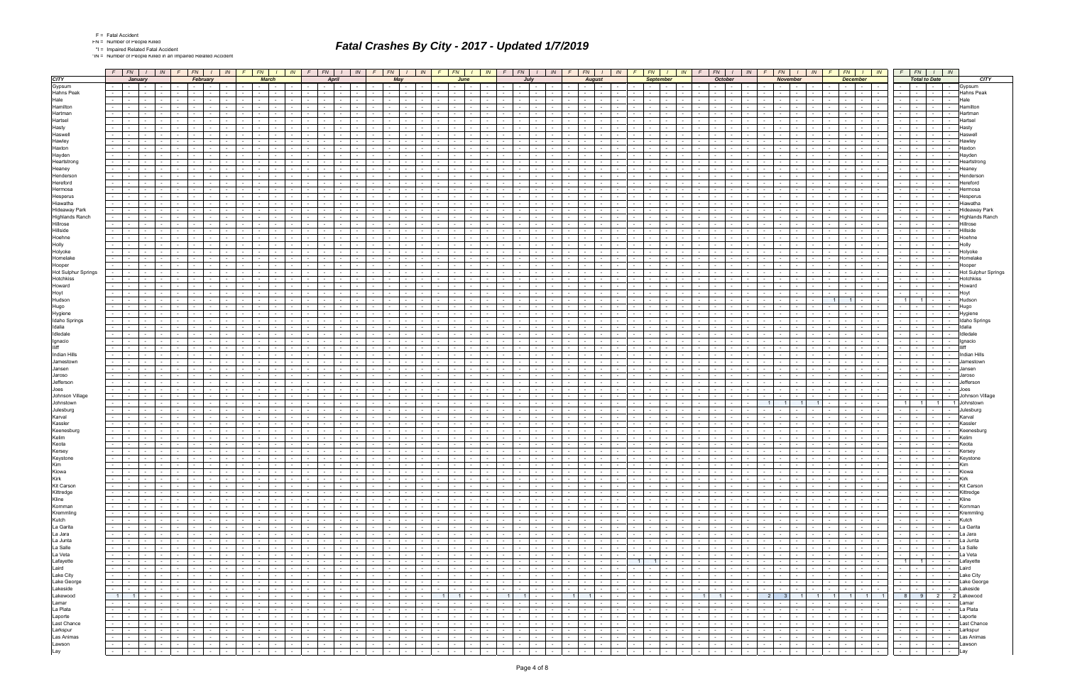F = Fatal Accident
FN = Number of People Killed
*I = Impaired Related Fatal Accident
*IN = Number of People Killed in an Impaired Related Accident

# Fatal Crashes By City - 2017 - Updated 1/7/2019

| CITY | F | FN | I | IN | F | FN | I | IN | F | FN | I | IN | F | FN | I | IN | F | FN | I | IN | F | FN | I | IN | F | FN | I | IN | F | FN | I | IN | F | FN | I | IN | F | FN | I | IN | F | FN | I | IN | F | FN | I | IN | F | FN | I | IN | CITY |
|---|---|---|---|---|---|---|---|---|---|---|---|---|---|---|---|---|---|---|---|---|---|---|---|---|---|---|---|---|---|---|---|---|---|---|---|---|---|---|---|---|---|---|---|---|---|---|---|---|---|---|---|---|---|
| | January | | | | February | | | | March | | | | April | | | | May | | | | June | | | | July | | | | August | | | | September | | | | October | | | | November | | | | December | | | | Total to Date | | | | CITY |
| Gypsum | - | - | - | - | - | - | - | - | - | - | - | - | - | - | - | - | - | - | - | - | - | - | - | - | - | - | - | - | - | - | - | - | - | - | - | - | - | - | - | - | - | - | - | - | - | - | - | - | - | - | - | - | Gypsum |
| Hahns Peak | - | - | - | - | - | - | - | - | - | - | - | - | - | - | - | - | - | - | - | - | - | - | - | - | - | - | - | - | - | - | - | - | - | - | - | - | - | - | - | - | - | - | - | - | - | - | - | - | - | - | - | - | Hahns Peak |
| Hale | - | - | - | - | - | - | - | - | - | - | - | - | - | - | - | - | - | - | - | - | - | - | - | - | - | - | - | - | - | - | - | - | - | - | - | - | - | - | - | - | - | - | - | - | - | - | - | - | - | - | - | - | Hale |
| Hamilton | - | - | - | - | - | - | - | - | - | - | - | - | - | - | - | - | - | - | - | - | - | - | - | - | - | - | - | - | - | - | - | - | - | - | - | - | - | - | - | - | - | - | - | - | - | - | - | - | - | - | - | - | Hamilton |
| Hartman | - | - | - | - | - | - | - | - | - | - | - | - | - | - | - | - | - | - | - | - | - | - | - | - | - | - | - | - | - | - | - | - | - | - | - | - | - | - | - | - | - | - | - | - | - | - | - | - | - | - | - | - | Hartman |
| Hartsel | - | - | - | - | - | - | - | - | - | - | - | - | - | - | - | - | - | - | - | - | - | - | - | - | - | - | - | - | - | - | - | - | - | - | - | - | - | - | - | - | - | - | - | - | - | - | - | - | - | - | - | - | Hartsel |
| Hasty | - | - | - | - | - | - | - | - | - | - | - | - | - | - | - | - | - | - | - | - | - | - | - | - | - | - | - | - | - | - | - | - | - | - | - | - | - | - | - | - | - | - | - | - | - | - | - | - | - | - | - | - | Hasty |
| Haswell | - | - | - | - | - | - | - | - | - | - | - | - | - | - | - | - | - | - | - | - | - | - | - | - | - | - | - | - | - | - | - | - | - | - | - | - | - | - | - | - | - | - | - | - | - | - | - | - | - | - | - | - | Haswell |
| Hawley | - | - | - | - | - | - | - | - | - | - | - | - | - | - | - | - | - | - | - | - | - | - | - | - | - | - | - | - | - | - | - | - | - | - | - | - | - | - | - | - | - | - | - | - | - | - | - | - | - | - | - | - | Hawley |
| Haxton | - | - | - | - | - | - | - | - | - | - | - | - | - | - | - | - | - | - | - | - | - | - | - | - | - | - | - | - | - | - | - | - | - | - | - | - | - | - | - | - | - | - | - | - | - | - | - | - | - | - | - | - | Haxton |
| Hayden | - | - | - | - | - | - | - | - | - | - | - | - | - | - | - | - | - | - | - | - | - | - | - | - | - | - | - | - | - | - | - | - | - | - | - | - | - | - | - | - | - | - | - | - | - | - | - | - | - | - | - | - | Hayden |
| Heartstrong | - | - | - | - | - | - | - | - | - | - | - | - | - | - | - | - | - | - | - | - | - | - | - | - | - | - | - | - | - | - | - | - | - | - | - | - | - | - | - | - | - | - | - | - | - | - | - | - | - | - | - | - | Heartstrong |
| Heaney | - | - | - | - | - | - | - | - | - | - | - | - | - | - | - | - | - | - | - | - | - | - | - | - | - | - | - | - | - | - | - | - | - | - | - | - | - | - | - | - | - | - | - | - | - | - | - | - | - | - | - | - | Heaney |
| Henderson | - | - | - | - | - | - | - | - | - | - | - | - | - | - | - | - | - | - | - | - | - | - | - | - | - | - | - | - | - | - | - | - | - | - | - | - | - | - | - | - | - | - | - | - | - | - | - | - | - | - | - | - | Henderson |
| Hereford | - | - | - | - | - | - | - | - | - | - | - | - | - | - | - | - | - | - | - | - | - | - | - | - | - | - | - | - | - | - | - | - | - | - | - | - | - | - | - | - | - | - | - | - | - | - | - | - | - | - | - | - | Hereford |
| Hermosa | - | - | - | - | - | - | - | - | - | - | - | - | - | - | - | - | - | - | - | - | - | - | - | - | - | - | - | - | - | - | - | - | - | - | - | - | - | - | - | - | - | - | - | - | - | - | - | - | - | - | - | - | Hermosa |
| Hesperus | - | - | - | - | - | - | - | - | - | - | - | - | - | - | - | - | - | - | - | - | - | - | - | - | - | - | - | - | - | - | - | - | - | - | - | - | - | - | - | - | - | - | - | - | - | - | - | - | - | - | - | - | Hesperus |
| Hiawatha | - | - | - | - | - | - | - | - | - | - | - | - | - | - | - | - | - | - | - | - | - | - | - | - | - | - | - | - | - | - | - | - | - | - | - | - | - | - | - | - | - | - | - | - | - | - | - | - | - | - | - | - | Hiawatha |
| Hideaway Park | - | - | - | - | - | - | - | - | - | - | - | - | - | - | - | - | - | - | - | - | - | - | - | - | - | - | - | - | - | - | - | - | - | - | - | - | - | - | - | - | - | - | - | - | - | - | - | - | - | - | - | - | Hideaway Park |
| Highlands Ranch | - | - | - | - | - | - | - | - | - | - | - | - | - | - | - | - | - | - | - | - | - | - | - | - | - | - | - | - | - | - | - | - | - | - | - | - | - | - | - | - | - | - | - | - | - | - | - | - | - | - | - | - | Highlands Ranch |
| Hillrose | - | - | - | - | - | - | - | - | - | - | - | - | - | - | - | - | - | - | - | - | - | - | - | - | - | - | - | - | - | - | - | - | - | - | - | - | - | - | - | - | - | - | - | - | - | - | - | - | - | - | - | - | Hillrose |
| Hillside | - | - | - | - | - | - | - | - | - | - | - | - | - | - | - | - | - | - | - | - | - | - | - | - | - | - | - | - | - | - | - | - | - | - | - | - | - | - | - | - | - | - | - | - | - | - | - | - | - | - | - | - | Hillside |
| Hoehne | - | - | - | - | - | - | - | - | - | - | - | - | - | - | - | - | - | - | - | - | - | - | - | - | - | - | - | - | - | - | - | - | - | - | - | - | - | - | - | - | - | - | - | - | - | - | - | - | - | - | - | - | Hoehne |
| Holly | - | - | - | - | - | - | - | - | - | - | - | - | - | - | - | - | - | - | - | - | - | - | - | - | - | - | - | - | - | - | - | - | - | - | - | - | - | - | - | - | - | - | - | - | - | - | - | - | - | - | - | - | Holly |
| Holyoke | - | - | - | - | - | - | - | - | - | - | - | - | - | - | - | - | - | - | - | - | - | - | - | - | - | - | - | - | - | - | - | - | - | - | - | - | - | - | - | - | - | - | - | - | - | - | - | - | - | - | - | - | Holyoke |
| Homelake | - | - | - | - | - | - | - | - | - | - | - | - | - | - | - | - | - | - | - | - | - | - | - | - | - | - | - | - | - | - | - | - | - | - | - | - | - | - | - | - | - | - | - | - | - | - | - | - | - | - | - | - | Homelake |
| Hooper | - | - | - | - | - | - | - | - | - | - | - | - | - | - | - | - | - | - | - | - | - | - | - | - | - | - | - | - | - | - | - | - | - | - | - | - | - | - | - | - | - | - | - | - | - | - | - | - | - | - | - | - | Hooper |
| Hot Sulphur Springs | - | - | - | - | - | - | - | - | - | - | - | - | - | - | - | - | - | - | - | - | - | - | - | - | - | - | - | - | - | - | - | - | - | - | - | - | - | - | - | - | - | - | - | - | - | - | - | - | - | - | - | - | Hot Sulphur Springs |
| Hotchkiss | - | - | - | - | - | - | - | - | - | - | - | - | - | - | - | - | - | - | - | - | - | - | - | - | - | - | - | - | - | - | - | - | - | - | - | - | - | - | - | - | - | - | - | - | - | - | - | - | - | - | - | - | Hotchkiss |
| Howard | - | - | - | - | - | - | - | - | - | - | - | - | - | - | - | - | - | - | - | - | - | - | - | - | - | - | - | - | - | - | - | - | - | - | - | - | - | - | - | - | - | - | - | - | - | - | - | - | - | - | - | - | Howard |
| Hoyt | - | - | - | - | - | - | - | - | - | - | - | - | - | - | - | - | - | - | - | - | - | - | - | - | - | - | - | - | - | - | - | - | - | - | - | - | - | - | - | - | - | - | - | - | - | - | - | - | - | - | - | - | Hoyt |
| Hudson | - | - | - | - | - | - | - | - | - | - | - | - | - | - | - | - | - | - | - | - | - | - | - | - | - | - | - | - | - | - | - | - | - | - | - | - | - | - | - | - | - | - | - | - | 1 | 1 | - | - | 1 | 1 | - | - | Hudson |
| Hugo | - | - | - | - | - | - | - | - | - | - | - | - | - | - | - | - | - | - | - | - | - | - | - | - | - | - | - | - | - | - | - | - | - | - | - | - | - | - | - | - | - | - | - | - | - | - | - | - | - | - | - | - | Hugo |
| Hygiene | - | - | - | - | - | - | - | - | - | - | - | - | - | - | - | - | - | - | - | - | - | - | - | - | - | - | - | - | - | - | - | - | - | - | - | - | - | - | - | - | - | - | - | - | - | - | - | - | - | - | - | - | Hygiene |
| Idaho Springs | - | - | - | - | - | - | - | - | - | - | - | - | - | - | - | - | - | - | - | - | - | - | - | - | - | - | - | - | - | - | - | - | - | - | - | - | - | - | - | - | - | - | - | - | - | - | - | - | - | - | - | - | Idaho Springs |
| Idalia | - | - | - | - | - | - | - | - | - | - | - | - | - | - | - | - | - | - | - | - | - | - | - | - | - | - | - | - | - | - | - | - | - | - | - | - | - | - | - | - | - | - | - | - | - | - | - | - | - | - | - | - | Idalia |
| Idledale | - | - | - | - | - | - | - | - | - | - | - | - | - | - | - | - | - | - | - | - | - | - | - | - | - | - | - | - | - | - | - | - | - | - | - | - | - | - | - | - | - | - | - | - | - | - | - | - | - | - | - | - | Idledale |
| Ignacio | - | - | - | - | - | - | - | - | - | - | - | - | - | - | - | - | - | - | - | - | - | - | - | - | - | - | - | - | - | - | - | - | - | - | - | - | - | - | - | - | - | - | - | - | - | - | - | - | - | - | - | - | Ignacio |
| Iliff | - | - | - | - | - | - | - | - | - | - | - | - | - | - | - | - | - | - | - | - | - | - | - | - | - | - | - | - | - | - | - | - | - | - | - | - | - | - | - | - | - | - | - | - | - | - | - | - | - | - | - | - | Iliff |
| Indian Hills | - | - | - | - | - | - | - | - | - | - | - | - | - | - | - | - | - | - | - | - | - | - | - | - | - | - | - | - | - | - | - | - | - | - | - | - | - | - | - | - | - | - | - | - | - | - | - | - | - | - | - | - | Indian Hills |
| Jamestown | - | - | - | - | - | - | - | - | - | - | - | - | - | - | - | - | - | - | - | - | - | - | - | - | - | - | - | - | - | - | - | - | - | - | - | - | - | - | - | - | - | - | - | - | - | - | - | - | - | - | - | - | Jamestown |
| Jansen | - | - | - | - | - | - | - | - | - | - | - | - | - | - | - | - | - | - | - | - | - | - | - | - | - | - | - | - | - | - | - | - | - | - | - | - | - | - | - | - | - | - | - | - | - | - | - | - | - | - | - | - | Jansen |
| Jaroso | - | - | - | - | - | - | - | - | - | - | - | - | - | - | - | - | - | - | - | - | - | - | - | - | - | - | - | - | - | - | - | - | - | - | - | - | - | - | - | - | - | - | - | - | - | - | - | - | - | - | - | - | Jaroso |
| Jefferson | - | - | - | - | - | - | - | - | - | - | - | - | - | - | - | - | - | - | - | - | - | - | - | - | - | - | - | - | - | - | - | - | - | - | - | - | - | - | - | - | - | - | - | - | - | - | - | - | - | - | - | - | Jefferson |
| Joes | - | - | - | - | - | - | - | - | - | - | - | - | - | - | - | - | - | - | - | - | - | - | - | - | - | - | - | - | - | - | - | - | - | - | - | - | - | - | - | - | - | - | - | - | - | - | - | - | - | - | - | - | Joes |
| Johnson Village | - | - | - | - | - | - | - | - | - | - | - | - | - | - | - | - | - | - | - | - | - | - | - | - | - | - | - | - | - | - | - | - | - | - | - | - | - | - | - | - | - | - | - | - | - | - | - | - | - | - | - | - | Johnson Village |
| Johnstown | - | - | - | - | - | - | - | - | - | - | - | - | - | - | - | - | - | - | - | - | - | - | - | - | - | - | - | - | - | - | - | - | - | - | - | - | - | - | - | - | 1 | 1 | 1 | 1 | - | - | - | - | 1 | 1 | 1 | 1 | Johnstown |
| Julesburg | - | - | - | - | - | - | - | - | - | - | - | - | - | - | - | - | - | - | - | - | - | - | - | - | - | - | - | - | - | - | - | - | - | - | - | - | - | - | - | - | - | - | - | - | - | - | - | - | - | - | - | - | Julesburg |
| Karval | - | - | - | - | - | - | - | - | - | - | - | - | - | - | - | - | - | - | - | - | - | - | - | - | - | - | - | - | - | - | - | - | - | - | - | - | - | - | - | - | - | - | - | - | - | - | - | - | - | - | - | - | Karval |
| Kassler | - | - | - | - | - | - | - | - | - | - | - | - | - | - | - | - | - | - | - | - | - | - | - | - | - | - | - | - | - | - | - | - | - | - | - | - | - | - | - | - | - | - | - | - | - | - | - | - | - | - | - | - | Kassler |
| Keenesburg | - | - | - | - | - | - | - | - | - | - | - | - | - | - | - | - | - | - | - | - | - | - | - | - | - | - | - | - | - | - | - | - | - | - | - | - | - | - | - | - | - | - | - | - | - | - | - | - | - | - | - | - | Keenesburg |
| Kelim | - | - | - | - | - | - | - | - | - | - | - | - | - | - | - | - | - | - | - | - | - | - | - | - | - | - | - | - | - | - | - | - | - | - | - | - | - | - | - | - | - | - | - | - | - | - | - | - | - | - | - | - | Kelim |
| Keota | - | - | - | - | - | - | - | - | - | - | - | - | - | - | - | - | - | - | - | - | - | - | - | - | - | - | - | - | - | - | - | - | - | - | - | - | - | - | - | - | - | - | - | - | - | - | - | - | - | - | - | - | Keota |
| Kersey | - | - | - | - | - | - | - | - | - | - | - | - | - | - | - | - | - | - | - | - | - | - | - | - | - | - | - | - | - | - | - | - | - | - | - | - | - | - | - | - | - | - | - | - | - | - | - | - | - | - | - | - | Kersey |
| Keystone | - | - | - | - | - | - | - | - | - | - | - | - | - | - | - | - | - | - | - | - | - | - | - | - | - | - | - | - | - | - | - | - | - | - | - | - | - | - | - | - | - | - | - | - | - | - | - | - | - | - | - | - | Keystone |
| Kim | - | - | - | - | - | - | - | - | - | - | - | - | - | - | - | - | - | - | - | - | - | - | - | - | - | - | - | - | - | - | - | - | - | - | - | - | - | - | - | - | - | - | - | - | - | - | - | - | - | - | - | - | Kim |
| Kiowa | - | - | - | - | - | - | - | - | - | - | - | - | - | - | - | - | - | - | - | - | - | - | - | - | - | - | - | - | - | - | - | - | - | - | - | - | - | - | - | - | - | - | - | - | - | - | - | - | - | - | - | - | Kiowa |
| Kirk | - | - | - | - | - | - | - | - | - | - | - | - | - | - | - | - | - | - | - | - | - | - | - | - | - | - | - | - | - | - | - | - | - | - | - | - | - | - | - | - | - | - | - | - | - | - | - | - | - | - | - | - | Kirk |
| Kit Carson | - | - | - | - | - | - | - | - | - | - | - | - | - | - | - | - | - | - | - | - | - | - | - | - | - | - | - | - | - | - | - | - | - | - | - | - | - | - | - | - | - | - | - | - | - | - | - | - | - | - | - | - | Kit Carson |
| Kittredge | - | - | - | - | - | - | - | - | - | - | - | - | - | - | - | - | - | - | - | - | - | - | - | - | - | - | - | - | - | - | - | - | - | - | - | - | - | - | - | - | - | - | - | - | - | - | - | - | - | - | - | - | Kittredge |
| Kline | - | - | - | - | - | - | - | - | - | - | - | - | - | - | - | - | - | - | - | - | - | - | - | - | - | - | - | - | - | - | - | - | - | - | - | - | - | - | - | - | - | - | - | - | - | - | - | - | - | - | - | - | Kline |
| Kornman | - | - | - | - | - | - | - | - | - | - | - | - | - | - | - | - | - | - | - | - | - | - | - | - | - | - | - | - | - | - | - | - | - | - | - | - | - | - | - | - | - | - | - | - | - | - | - | - | - | - | - | - | Kornman |
| Kremmling | - | - | - | - | - | - | - | - | - | - | - | - | - | - | - | - | - | - | - | - | - | - | - | - | - | - | - | - | - | - | - | - | - | - | - | - | - | - | - | - | - | - | - | - | - | - | - | - | - | - | - | - | Kremmling |
| Kutch | - | - | - | - | - | - | - | - | - | - | - | - | - | - | - | - | - | - | - | - | - | - | - | - | - | - | - | - | - | - | - | - | - | - | - | - | - | - | - | - | - | - | - | - | - | - | - | - | - | - | - | - | Kutch |
| La Garita | - | - | - | - | - | - | - | - | - | - | - | - | - | - | - | - | - | - | - | - | - | - | - | - | - | - | - | - | - | - | - | - | - | - | - | - | - | - | - | - | - | - | - | - | - | - | - | - | - | - | - | - | La Garita |
| La Jara | - | - | - | - | - | - | - | - | - | - | - | - | - | - | - | - | - | - | - | - | - | - | - | - | - | - | - | - | - | - | - | - | - | - | - | - | - | - | - | - | - | - | - | - | - | - | - | - | - | - | - | - | La Jara |
| La Junta | - | - | - | - | - | - | - | - | - | - | - | - | - | - | - | - | - | - | - | - | - | - | - | - | - | - | - | - | - | - | - | - | - | - | - | - | - | - | - | - | - | - | - | - | - | - | - | - | - | - | - | - | La Junta |
| La Salle | - | - | - | - | - | - | - | - | - | - | - | - | - | - | - | - | - | - | - | - | - | - | - | - | - | - | - | - | - | - | - | - | - | - | - | - | - | - | - | - | - | - | - | - | - | - | - | - | - | - | - | - | La Salle |
| La Veta | - | - | - | - | - | - | - | - | - | - | - | - | - | - | - | - | - | - | - | - | - | - | - | - | - | - | - | - | - | - | - | - | - | - | - | - | - | - | - | - | - | - | - | - | - | - | - | - | - | - | - | - | La Veta |
| Lafayette | - | - | - | - | - | - | - | - | - | - | - | - | - | - | - | - | - | - | - | - | - | - | - | - | - | - | - | - | - | - | - | - | 1 | 1 | - | - | - | - | - | - | - | - | - | - | - | - | - | - | 1 | 1 | - | - | Lafayette |
| Laird | - | - | - | - | - | - | - | - | - | - | - | - | - | - | - | - | - | - | - | - | - | - | - | - | - | - | - | - | - | - | - | - | - | - | - | - | - | - | - | - | - | - | - | - | - | - | - | - | - | - | - | - | Laird |
| Lake City | - | - | - | - | - | - | - | - | - | - | - | - | - | - | - | - | - | - | - | - | - | - | - | - | - | - | - | - | - | - | - | - | - | - | - | - | - | - | - | - | - | - | - | - | - | - | - | - | - | - | - | - | Lake City |
| Lake George | - | - | - | - | - | - | - | - | - | - | - | - | - | - | - | - | - | - | - | - | - | - | - | - | - | - | - | - | - | - | - | - | - | - | - | - | - | - | - | - | - | - | - | - | - | - | - | - | - | - | - | - | Lake George |
| Lakeside | - | - | - | - | - | - | - | - | - | - | - | - | - | - | - | - | - | - | - | - | - | - | - | - | - | - | - | - | - | - | - | - | - | - | - | - | - | - | - | - | - | - | - | - | - | - | - | - | - | - | - | - | Lakeside |
| Lakewood | 1 | 1 | - | - | - | - | - | - | - | - | - | - | - | - | - | - | - | - | - | - | 1 | 1 | - | - | 1 | 1 | - | - | 1 | 1 | - | - | - | - | - | - | 1 | 1 | - | - | 2 | 3 | 1 | 1 | 1 | 1 | 1 | 1 | 8 | 9 | 2 | 2 | Lakewood |
| Lamar | - | - | - | - | - | - | - | - | - | - | - | - | - | - | - | - | - | - | - | - | - | - | - | - | - | - | - | - | - | - | - | - | - | - | - | - | - | - | - | - | - | - | - | - | - | - | - | - | - | - | - | - | Lamar |
| La Plata | - | - | - | - | - | - | - | - | - | - | - | - | - | - | - | - | - | - | - | - | - | - | - | - | - | - | - | - | - | - | - | - | - | - | - | - | - | - | - | - | - | - | - | - | - | - | - | - | - | - | - | - | La Plata |
| Laporte | - | - | - | - | - | - | - | - | - | - | - | - | - | - | - | - | - | - | - | - | - | - | - | - | - | - | - | - | - | - | - | - | - | - | - | - | - | - | - | - | - | - | - | - | - | - | - | - | - | - | - | - | Laporte |
| Last Chance | - | - | - | - | - | - | - | - | - | - | - | - | - | - | - | - | - | - | - | - | - | - | - | - | - | - | - | - | - | - | - | - | - | - | - | - | - | - | - | - | - | - | - | - | - | - | - | - | - | - | - | - | Last Chance |
| Larkspur | - | - | - | - | - | - | - | - | - | - | - | - | - | - | - | - | - | - | - | - | - | - | - | - | - | - | - | - | - | - | - | - | - | - | - | - | - | - | - | - | - | - | - | - | - | - | - | - | - | - | - | - | Larkspur |
| Las Animas | - | - | - | - | - | - | - | - | - | - | - | - | - | - | - | - | - | - | - | - | - | - | - | - | - | - | - | - | - | - | - | - | - | - | - | - | - | - | - | - | - | - | - | - | - | - | - | - | - | - | - | - | Las Animas |
| Lawson | - | - | - | - | - | - | - | - | - | - | - | - | - | - | - | - | - | - | - | - | - | - | - | - | - | - | - | - | - | - | - | - | - | - | - | - | - | - | - | - | - | - | - | - | - | - | - | - | - | - | - | - | Lawson |
| Lay | - | - | - | - | - | - | - | - | - | - | - | - | - | - | - | - | - | - | - | - | - | - | - | - | - | - | - | - | - | - | - | - | - | - | - | - | - | - | - | - | - | - | - | - | - | - | - | - | - | - | - | - | Lay |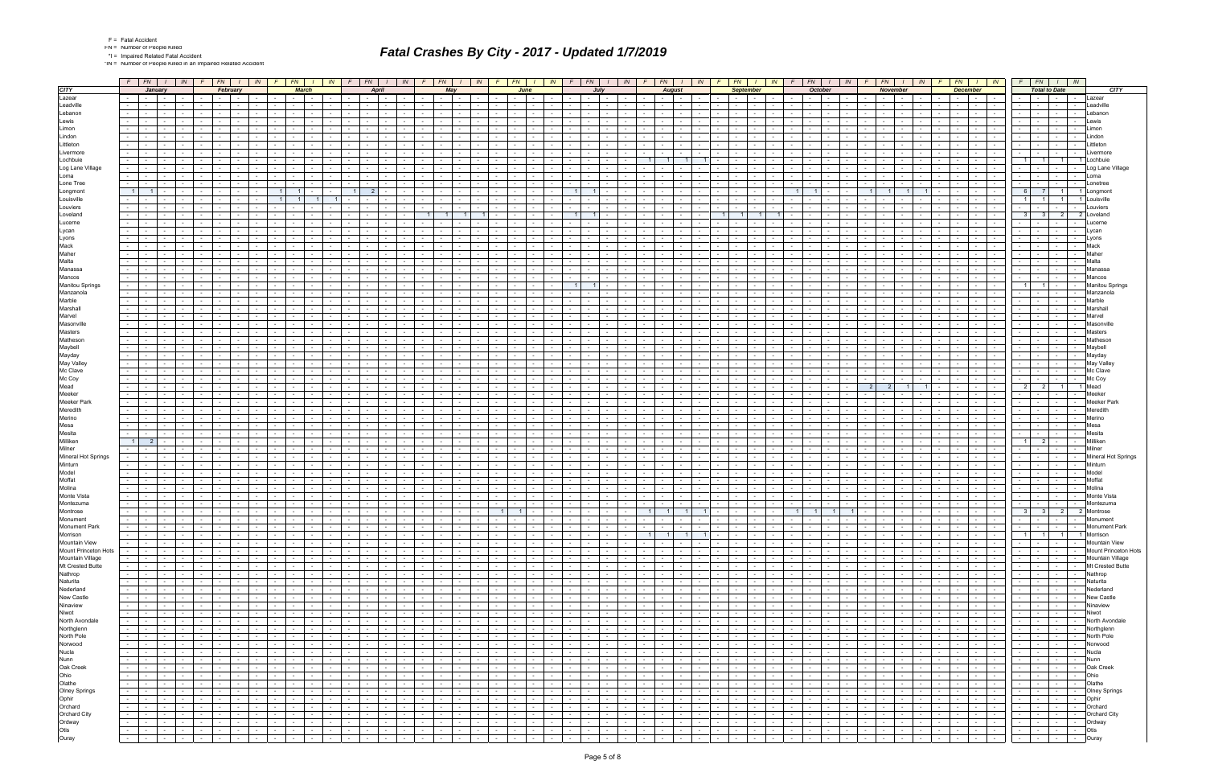F = Fatal Accident
FN = Number of People Killed
*I = Impaired Related Fatal Accident
*IN = Number of People Killed in an Impaired Related Accident

# Fatal Crashes By City - 2017 - Updated 1/7/2019

| CITY | January | | | | February | | | | March | | | | April | | | | May | | | | June | | | | July | | | | August | | | | September | | | | October | | | | November | | | | December | | | | Total to Date | | | | CITY |
|---|---|---|---|---|---|---|---|---|---|---|---|---|---|---|---|---|---|---|---|---|---|---|---|---|---|---|---|---|---|---|---|---|---|---|---|---|---|---|---|---|---|---|---|---|---|---|---|---|---|---|---|---|---|
| | F | FN | I | IN | F | FN | I | IN | F | FN | I | IN | F | FN | I | IN | F | FN | I | IN | F | FN | I | IN | F | FN | I | IN | F | FN | I | IN | F | FN | I | IN | F | FN | I | IN | F | FN | I | IN | F | FN | I | IN | F | FN | I | IN | |
| Lazear | - | - | - | - | - | - | - | - | - | - | - | - | - | - | - | - | - | - | - | - | - | - | - | - | - | - | - | - | - | - | - | - | - | - | - | - | - | - | - | - | - | - | - | - | - | - | - | - | - | - | - | - | Lazear |
| Leadville | - | - | - | - | - | - | - | - | - | - | - | - | - | - | - | - | - | - | - | - | - | - | - | - | - | - | - | - | - | - | - | - | - | - | - | - | - | - | - | - | - | - | - | - | - | - | - | - | - | - | - | - | Leadville |
| Lebanon | - | - | - | - | - | - | - | - | - | - | - | - | - | - | - | - | - | - | - | - | - | - | - | - | - | - | - | - | - | - | - | - | - | - | - | - | - | - | - | - | - | - | - | - | - | - | - | - | - | - | - | - | Lebanon |
| Lewis | - | - | - | - | - | - | - | - | - | - | - | - | - | - | - | - | - | - | - | - | - | - | - | - | - | - | - | - | - | - | - | - | - | - | - | - | - | - | - | - | - | - | - | - | - | - | - | - | - | - | - | - | Lewis |
| Limon | - | - | - | - | - | - | - | - | - | - | - | - | - | - | - | - | - | - | - | - | - | - | - | - | - | - | - | - | - | - | - | - | - | - | - | - | - | - | - | - | - | - | - | - | - | - | - | - | - | - | - | - | Limon |
| Lindon | - | - | - | - | - | - | - | - | - | - | - | - | - | - | - | - | - | - | - | - | - | - | - | - | - | - | - | - | - | - | - | - | - | - | - | - | - | - | - | - | - | - | - | - | - | - | - | - | - | - | - | - | Lindon |
| Littleton | - | - | - | - | - | - | - | - | - | - | - | - | - | - | - | - | - | - | - | - | - | - | - | - | - | - | - | - | - | - | - | - | - | - | - | - | - | - | - | - | - | - | - | - | - | - | - | - | - | - | - | - | Littleton |
| Livermore | - | - | - | - | - | - | - | - | - | - | - | - | - | - | - | - | - | - | - | - | - | - | - | - | - | - | - | - | - | - | - | - | - | - | - | - | - | - | - | - | - | - | - | - | - | - | - | - | - | - | - | - | Livermore |
| Lochbuie | - | - | - | - | - | - | - | - | - | - | - | - | - | - | - | - | - | - | - | - | - | - | - | - | - | - | - | - | 1 | 1 | 1 | 1 | - | - | - | - | - | - | - | - | - | - | - | - | - | - | - | - | 1 | 1 | 1 | 1 | Lochbuie |
| Log Lane Village | - | - | - | - | - | - | - | - | - | - | - | - | - | - | - | - | - | - | - | - | - | - | - | - | - | - | - | - | - | - | - | - | - | - | - | - | - | - | - | - | - | - | - | - | - | - | - | - | - | - | - | - | Log Lane Village |
| Loma | - | - | - | - | - | - | - | - | - | - | - | - | - | - | - | - | - | - | - | - | - | - | - | - | - | - | - | - | - | - | - | - | - | - | - | - | - | - | - | - | - | - | - | - | - | - | - | - | - | - | - | - | Loma |
| Lone Tree | - | - | - | - | - | - | - | - | - | - | - | - | - | - | - | - | - | - | - | - | - | - | - | - | - | - | - | - | - | - | - | - | - | - | - | - | - | - | - | - | - | - | - | - | - | - | - | - | - | - | - | - | Lonetree |
| Longmont | 1 | 1 | - | - | - | - | - | - | 1 | 1 | - | - | 1 | 2 | - | - | - | - | - | - | - | - | - | - | 1 | 1 | - | - | - | - | - | - | - | - | - | - | 1 | 1 | - | - | 1 | 1 | 1 | 1 | - | - | - | - | 6 | 7 | 1 | 1 | Longmont |
| Louisville | - | - | - | - | - | - | - | - | 1 | 1 | 1 | 1 | - | - | - | - | - | - | - | - | - | - | - | - | - | - | - | - | - | - | - | - | - | - | - | - | - | - | - | - | - | - | - | - | - | - | - | - | 1 | 1 | 1 | 1 | Louisville |
| Louviers | - | - | - | - | - | - | - | - | - | - | - | - | - | - | - | - | - | - | - | - | - | - | - | - | - | - | - | - | - | - | - | - | - | - | - | - | - | - | - | - | - | - | - | - | - | - | - | - | - | - | - | - | Louviers |
| Loveland | - | - | - | - | - | - | - | - | - | - | - | - | - | - | - | - | 1 | 1 | 1 | 1 | - | - | - | - | 1 | 1 | - | - | - | - | - | - | 1 | 1 | 1 | 1 | - | - | - | - | - | - | - | - | - | - | - | - | 3 | 3 | 2 | 2 | Loveland |
| Lucerne | - | - | - | - | - | - | - | - | - | - | - | - | - | - | - | - | - | - | - | - | - | - | - | - | - | - | - | - | - | - | - | - | - | - | - | - | - | - | - | - | - | - | - | - | - | - | - | - | - | - | - | - | Lucerne |
| Lycan | - | - | - | - | - | - | - | - | - | - | - | - | - | - | - | - | - | - | - | - | - | - | - | - | - | - | - | - | - | - | - | - | - | - | - | - | - | - | - | - | - | - | - | - | - | - | - | - | - | - | - | - | Lycan |
| Lyons | - | - | - | - | - | - | - | - | - | - | - | - | - | - | - | - | - | - | - | - | - | - | - | - | - | - | - | - | - | - | - | - | - | - | - | - | - | - | - | - | - | - | - | - | - | - | - | - | - | - | - | - | Lyons |
| Mack | - | - | - | - | - | - | - | - | - | - | - | - | - | - | - | - | - | - | - | - | - | - | - | - | - | - | - | - | - | - | - | - | - | - | - | - | - | - | - | - | - | - | - | - | - | - | - | - | - | - | - | - | Mack |
| Maher | - | - | - | - | - | - | - | - | - | - | - | - | - | - | - | - | - | - | - | - | - | - | - | - | - | - | - | - | - | - | - | - | - | - | - | - | - | - | - | - | - | - | - | - | - | - | - | - | - | - | - | - | Maher |
| Malta | - | - | - | - | - | - | - | - | - | - | - | - | - | - | - | - | - | - | - | - | - | - | - | - | - | - | - | - | - | - | - | - | - | - | - | - | - | - | - | - | - | - | - | - | - | - | - | - | - | - | - | - | Malta |
| Manassa | - | - | - | - | - | - | - | - | - | - | - | - | - | - | - | - | - | - | - | - | - | - | - | - | - | - | - | - | - | - | - | - | - | - | - | - | - | - | - | - | - | - | - | - | - | - | - | - | - | - | - | - | Manassa |
| Mancos | - | - | - | - | - | - | - | - | - | - | - | - | - | - | - | - | - | - | - | - | - | - | - | - | - | - | - | - | - | - | - | - | - | - | - | - | - | - | - | - | - | - | - | - | - | - | - | - | - | - | - | - | Mancos |
| Manitou Springs | - | - | - | - | - | - | - | - | - | - | - | - | - | - | - | - | - | - | - | - | - | - | - | - | 1 | 1 | - | - | - | - | - | - | - | - | - | - | - | - | - | - | - | - | - | - | - | - | - | - | 1 | 1 | - | - | Manitou Springs |
| Manzanola | - | - | - | - | - | - | - | - | - | - | - | - | - | - | - | - | - | - | - | - | - | - | - | - | - | - | - | - | - | - | - | - | - | - | - | - | - | - | - | - | - | - | - | - | - | - | - | - | - | - | - | - | Manzanola |
| Marble | - | - | - | - | - | - | - | - | - | - | - | - | - | - | - | - | - | - | - | - | - | - | - | - | - | - | - | - | - | - | - | - | - | - | - | - | - | - | - | - | - | - | - | - | - | - | - | - | - | - | - | - | Marble |
| Marshall | - | - | - | - | - | - | - | - | - | - | - | - | - | - | - | - | - | - | - | - | - | - | - | - | - | - | - | - | - | - | - | - | - | - | - | - | - | - | - | - | - | - | - | - | - | - | - | - | - | - | - | - | Marshall |
| Marvel | - | - | - | - | - | - | - | - | - | - | - | - | - | - | - | - | - | - | - | - | - | - | - | - | - | - | - | - | - | - | - | - | - | - | - | - | - | - | - | - | - | - | - | - | - | - | - | - | - | - | - | - | Marvel |
| Masonville | - | - | - | - | - | - | - | - | - | - | - | - | - | - | - | - | - | - | - | - | - | - | - | - | - | - | - | - | - | - | - | - | - | - | - | - | - | - | - | - | - | - | - | - | - | - | - | - | - | - | - | - | Masonville |
| Masters | - | - | - | - | - | - | - | - | - | - | - | - | - | - | - | - | - | - | - | - | - | - | - | - | - | - | - | - | - | - | - | - | - | - | - | - | - | - | - | - | - | - | - | - | - | - | - | - | - | - | - | - | Masters |
| Matheson | - | - | - | - | - | - | - | - | - | - | - | - | - | - | - | - | - | - | - | - | - | - | - | - | - | - | - | - | - | - | - | - | - | - | - | - | - | - | - | - | - | - | - | - | - | - | - | - | - | - | - | - | Matheson |
| Maybell | - | - | - | - | - | - | - | - | - | - | - | - | - | - | - | - | - | - | - | - | - | - | - | - | - | - | - | - | - | - | - | - | - | - | - | - | - | - | - | - | - | - | - | - | - | - | - | - | - | - | - | - | Maybell |
| Mayday | - | - | - | - | - | - | - | - | - | - | - | - | - | - | - | - | - | - | - | - | - | - | - | - | - | - | - | - | - | - | - | - | - | - | - | - | - | - | - | - | - | - | - | - | - | - | - | - | - | - | - | - | Mayday |
| May Valley | - | - | - | - | - | - | - | - | - | - | - | - | - | - | - | - | - | - | - | - | - | - | - | - | - | - | - | - | - | - | - | - | - | - | - | - | - | - | - | - | - | - | - | - | - | - | - | - | - | - | - | - | May Valley |
| Mc Clave | - | - | - | - | - | - | - | - | - | - | - | - | - | - | - | - | - | - | - | - | - | - | - | - | - | - | - | - | - | - | - | - | - | - | - | - | - | - | - | - | - | - | - | - | - | - | - | - | - | - | - | - | Mc Clave |
| Mc Coy | - | - | - | - | - | - | - | - | - | - | - | - | - | - | - | - | - | - | - | - | - | - | - | - | - | - | - | - | - | - | - | - | - | - | - | - | - | - | - | - | - | - | - | - | - | - | - | - | - | - | - | - | Mc Coy |
| Mead | - | - | - | - | - | - | - | - | - | - | - | - | - | - | - | - | - | - | - | - | - | - | - | - | - | - | - | - | - | - | - | - | - | - | - | - | - | - | - | - | 2 | 2 | 1 | 1 | - | - | - | - | 2 | 2 | 1 | 1 | Mead |
| Meeker | - | - | - | - | - | - | - | - | - | - | - | - | - | - | - | - | - | - | - | - | - | - | - | - | - | - | - | - | - | - | - | - | - | - | - | - | - | - | - | - | - | - | - | - | - | - | - | - | - | - | - | - | Meeker |
| Meeker Park | - | - | - | - | - | - | - | - | - | - | - | - | - | - | - | - | - | - | - | - | - | - | - | - | - | - | - | - | - | - | - | - | - | - | - | - | - | - | - | - | - | - | - | - | - | - | - | - | - | - | - | - | Meeker Park |
| Meredith | - | - | - | - | - | - | - | - | - | - | - | - | - | - | - | - | - | - | - | - | - | - | - | - | - | - | - | - | - | - | - | - | - | - | - | - | - | - | - | - | - | - | - | - | - | - | - | - | - | - | - | - | Meredith |
| Merino | - | - | - | - | - | - | - | - | - | - | - | - | - | - | - | - | - | - | - | - | - | - | - | - | - | - | - | - | - | - | - | - | - | - | - | - | - | - | - | - | - | - | - | - | - | - | - | - | - | - | - | - | Merino |
| Mesa | - | - | - | - | - | - | - | - | - | - | - | - | - | - | - | - | - | - | - | - | - | - | - | - | - | - | - | - | - | - | - | - | - | - | - | - | - | - | - | - | - | - | - | - | - | - | - | - | - | - | - | - | Mesa |
| Mesita | - | - | - | - | - | - | - | - | - | - | - | - | - | - | - | - | - | - | - | - | - | - | - | - | - | - | - | - | - | - | - | - | - | - | - | - | - | - | - | - | - | - | - | - | - | - | - | - | - | - | - | - | Mesita |
| Milliken | 1 | 2 | - | - | - | - | - | - | - | - | - | - | - | - | - | - | - | - | - | - | - | - | - | - | - | - | - | - | - | - | - | - | - | - | - | - | - | - | - | - | - | - | - | - | - | - | - | - | 1 | 2 | - | - | Milliken |
| Milner | - | - | - | - | - | - | - | - | - | - | - | - | - | - | - | - | - | - | - | - | - | - | - | - | - | - | - | - | - | - | - | - | - | - | - | - | - | - | - | - | - | - | - | - | - | - | - | - | - | - | - | - | Milner |
| Mineral Hot Springs | - | - | - | - | - | - | - | - | - | - | - | - | - | - | - | - | - | - | - | - | - | - | - | - | - | - | - | - | - | - | - | - | - | - | - | - | - | - | - | - | - | - | - | - | - | - | - | - | - | - | - | - | Mineral Hot Springs |
| Minturn | - | - | - | - | - | - | - | - | - | - | - | - | - | - | - | - | - | - | - | - | - | - | - | - | - | - | - | - | - | - | - | - | - | - | - | - | - | - | - | - | - | - | - | - | - | - | - | - | - | - | - | - | Minturn |
| Model | - | - | - | - | - | - | - | - | - | - | - | - | - | - | - | - | - | - | - | - | - | - | - | - | - | - | - | - | - | - | - | - | - | - | - | - | - | - | - | - | - | - | - | - | - | - | - | - | - | - | - | - | Model |
| Moffat | - | - | - | - | - | - | - | - | - | - | - | - | - | - | - | - | - | - | - | - | - | - | - | - | - | - | - | - | - | - | - | - | - | - | - | - | - | - | - | - | - | - | - | - | - | - | - | - | - | - | - | - | Moffat |
| Molina | - | - | - | - | - | - | - | - | - | - | - | - | - | - | - | - | - | - | - | - | - | - | - | - | - | - | - | - | - | - | - | - | - | - | - | - | - | - | - | - | - | - | - | - | - | - | - | - | - | - | - | - | Molina |
| Monte Vista | - | - | - | - | - | - | - | - | - | - | - | - | - | - | - | - | - | - | - | - | - | - | - | - | - | - | - | - | - | - | - | - | - | - | - | - | - | - | - | - | - | - | - | - | - | - | - | - | - | - | - | - | Monte Vista |
| Montezuma | - | - | - | - | - | - | - | - | - | - | - | - | - | - | - | - | - | - | - | - | - | - | - | - | - | - | - | - | - | - | - | - | - | - | - | - | - | - | - | - | - | - | - | - | - | - | - | - | - | - | - | - | Montezuma |
| Montrose | - | - | - | - | - | - | - | - | - | - | - | - | - | - | - | - | - | - | - | - | 1 | 1 | - | - | - | - | - | - | 1 | 1 | 1 | 1 | - | - | - | - | 1 | 1 | 1 | 1 | - | - | - | - | - | - | - | - | 3 | 3 | 2 | 2 | Montrose |
| Monument | - | - | - | - | - | - | - | - | - | - | - | - | - | - | - | - | - | - | - | - | - | - | - | - | - | - | - | - | - | - | - | - | - | - | - | - | - | - | - | - | - | - | - | - | - | - | - | - | - | - | - | - | Monument |
| Monument Park | - | - | - | - | - | - | - | - | - | - | - | - | - | - | - | - | - | - | - | - | - | - | - | - | - | - | - | - | - | - | - | - | - | - | - | - | - | - | - | - | - | - | - | - | - | - | - | - | - | - | - | - | Monument Park |
| Morrison | - | - | - | - | - | - | - | - | - | - | - | - | - | - | - | - | - | - | - | - | - | - | - | - | - | - | - | - | 1 | 1 | 1 | 1 | - | - | - | - | - | - | - | - | - | - | - | - | - | - | - | - | 1 | 1 | 1 | 1 | Morrison |
| Mountain View | - | - | - | - | - | - | - | - | - | - | - | - | - | - | - | - | - | - | - | - | - | - | - | - | - | - | - | - | - | - | - | - | - | - | - | - | - | - | - | - | - | - | - | - | - | - | - | - | - | - | - | - | Mountain View |
| Mount Princeton Hots | - | - | - | - | - | - | - | - | - | - | - | - | - | - | - | - | - | - | - | - | - | - | - | - | - | - | - | - | - | - | - | - | - | - | - | - | - | - | - | - | - | - | - | - | - | - | - | - | - | - | - | - | Mount Princeton Hots |
| Mountain Village | - | - | - | - | - | - | - | - | - | - | - | - | - | - | - | - | - | - | - | - | - | - | - | - | - | - | - | - | - | - | - | - | - | - | - | - | - | - | - | - | - | - | - | - | - | - | - | - | - | - | - | - | Mountain Village |
| Mt Crested Butte | - | - | - | - | - | - | - | - | - | - | - | - | - | - | - | - | - | - | - | - | - | - | - | - | - | - | - | - | - | - | - | - | - | - | - | - | - | - | - | - | - | - | - | - | - | - | - | - | - | - | - | - | Mt Crested Butte |
| Nathrop | - | - | - | - | - | - | - | - | - | - | - | - | - | - | - | - | - | - | - | - | - | - | - | - | - | - | - | - | - | - | - | - | - | - | - | - | - | - | - | - | - | - | - | - | - | - | - | - | - | - | - | - | Nathrop |
| Naturita | - | - | - | - | - | - | - | - | - | - | - | - | - | - | - | - | - | - | - | - | - | - | - | - | - | - | - | - | - | - | - | - | - | - | - | - | - | - | - | - | - | - | - | - | - | - | - | - | - | - | - | - | Naturita |
| Nederland | - | - | - | - | - | - | - | - | - | - | - | - | - | - | - | - | - | - | - | - | - | - | - | - | - | - | - | - | - | - | - | - | - | - | - | - | - | - | - | - | - | - | - | - | - | - | - | - | - | - | - | - | Nederland |
| New Castle | - | - | - | - | - | - | - | - | - | - | - | - | - | - | - | - | - | - | - | - | - | - | - | - | - | - | - | - | - | - | - | - | - | - | - | - | - | - | - | - | - | - | - | - | - | - | - | - | - | - | - | - | New Castle |
| Ninaview | - | - | - | - | - | - | - | - | - | - | - | - | - | - | - | - | - | - | - | - | - | - | - | - | - | - | - | - | - | - | - | - | - | - | - | - | - | - | - | - | - | - | - | - | - | - | - | - | - | - | - | - | Ninaview |
| Niwot | - | - | - | - | - | - | - | - | - | - | - | - | - | - | - | - | - | - | - | - | - | - | - | - | - | - | - | - | - | - | - | - | - | - | - | - | - | - | - | - | - | - | - | - | - | - | - | - | - | - | - | - | Niwot |
| North Avondale | - | - | - | - | - | - | - | - | - | - | - | - | - | - | - | - | - | - | - | - | - | - | - | - | - | - | - | - | - | - | - | - | - | - | - | - | - | - | - | - | - | - | - | - | - | - | - | - | - | - | - | - | North Avondale |
| Northglenn | - | - | - | - | - | - | - | - | - | - | - | - | - | - | - | - | - | - | - | - | - | - | - | - | - | - | - | - | - | - | - | - | - | - | - | - | - | - | - | - | - | - | - | - | - | - | - | - | - | - | - | - | Northglenn |
| North Pole | - | - | - | - | - | - | - | - | - | - | - | - | - | - | - | - | - | - | - | - | - | - | - | - | - | - | - | - | - | - | - | - | - | - | - | - | - | - | - | - | - | - | - | - | - | - | - | - | - | - | - | - | North Pole |
| Norwood | - | - | - | - | - | - | - | - | - | - | - | - | - | - | - | - | - | - | - | - | - | - | - | - | - | - | - | - | - | - | - | - | - | - | - | - | - | - | - | - | - | - | - | - | - | - | - | - | - | - | - | - | Norwood |
| Nucla | - | - | - | - | - | - | - | - | - | - | - | - | - | - | - | - | - | - | - | - | - | - | - | - | - | - | - | - | - | - | - | - | - | - | - | - | - | - | - | - | - | - | - | - | - | - | - | - | - | - | - | - | Nucla |
| Nunn | - | - | - | - | - | - | - | - | - | - | - | - | - | - | - | - | - | - | - | - | - | - | - | - | - | - | - | - | - | - | - | - | - | - | - | - | - | - | - | - | - | - | - | - | - | - | - | - | - | - | - | - | Nunn |
| Oak Creek | - | - | - | - | - | - | - | - | - | - | - | - | - | - | - | - | - | - | - | - | - | - | - | - | - | - | - | - | - | - | - | - | - | - | - | - | - | - | - | - | - | - | - | - | - | - | - | - | - | - | - | - | Oak Creek |
| Ohio | - | - | - | - | - | - | - | - | - | - | - | - | - | - | - | - | - | - | - | - | - | - | - | - | - | - | - | - | - | - | - | - | - | - | - | - | - | - | - | - | - | - | - | - | - | - | - | - | - | - | - | - | Ohio |
| Olathe | - | - | - | - | - | - | - | - | - | - | - | - | - | - | - | - | - | - | - | - | - | - | - | - | - | - | - | - | - | - | - | - | - | - | - | - | - | - | - | - | - | - | - | - | - | - | - | - | - | - | - | - | Olathe |
| Olney Springs | - | - | - | - | - | - | - | - | - | - | - | - | - | - | - | - | - | - | - | - | - | - | - | - | - | - | - | - | - | - | - | - | - | - | - | - | - | - | - | - | - | - | - | - | - | - | - | - | - | - | - | - | Olney Springs |
| Ophir | - | - | - | - | - | - | - | - | - | - | - | - | - | - | - | - | - | - | - | - | - | - | - | - | - | - | - | - | - | - | - | - | - | - | - | - | - | - | - | - | - | - | - | - | - | - | - | - | - | - | - | - | Ophir |
| Orchard | - | - | - | - | - | - | - | - | - | - | - | - | - | - | - | - | - | - | - | - | - | - | - | - | - | - | - | - | - | - | - | - | - | - | - | - | - | - | - | - | - | - | - | - | - | - | - | - | - | - | - | - | Orchard |
| Orchard City | - | - | - | - | - | - | - | - | - | - | - | - | - | - | - | - | - | - | - | - | - | - | - | - | - | - | - | - | - | - | - | - | - | - | - | - | - | - | - | - | - | - | - | - | - | - | - | - | - | - | - | - | Orchard City |
| Ordway | - | - | - | - | - | - | - | - | - | - | - | - | - | - | - | - | - | - | - | - | - | - | - | - | - | - | - | - | - | - | - | - | - | - | - | - | - | - | - | - | - | - | - | - | - | - | - | - | - | - | - | - | Ordway |
| Otis | - | - | - | - | - | - | - | - | - | - | - | - | - | - | - | - | - | - | - | - | - | - | - | - | - | - | - | - | - | - | - | - | - | - | - | - | - | - | - | - | - | - | - | - | - | - | - | - | - | - | - | - | Otis |
| Ouray | - | - | - | - | - | - | - | - | - | - | - | - | - | - | - | - | - | - | - | - | - | - | - | - | - | - | - | - | - | - | - | - | - | - | - | - | - | - | - | - | - | - | - | - | - | - | - | - | - | - | - | - | Ouray |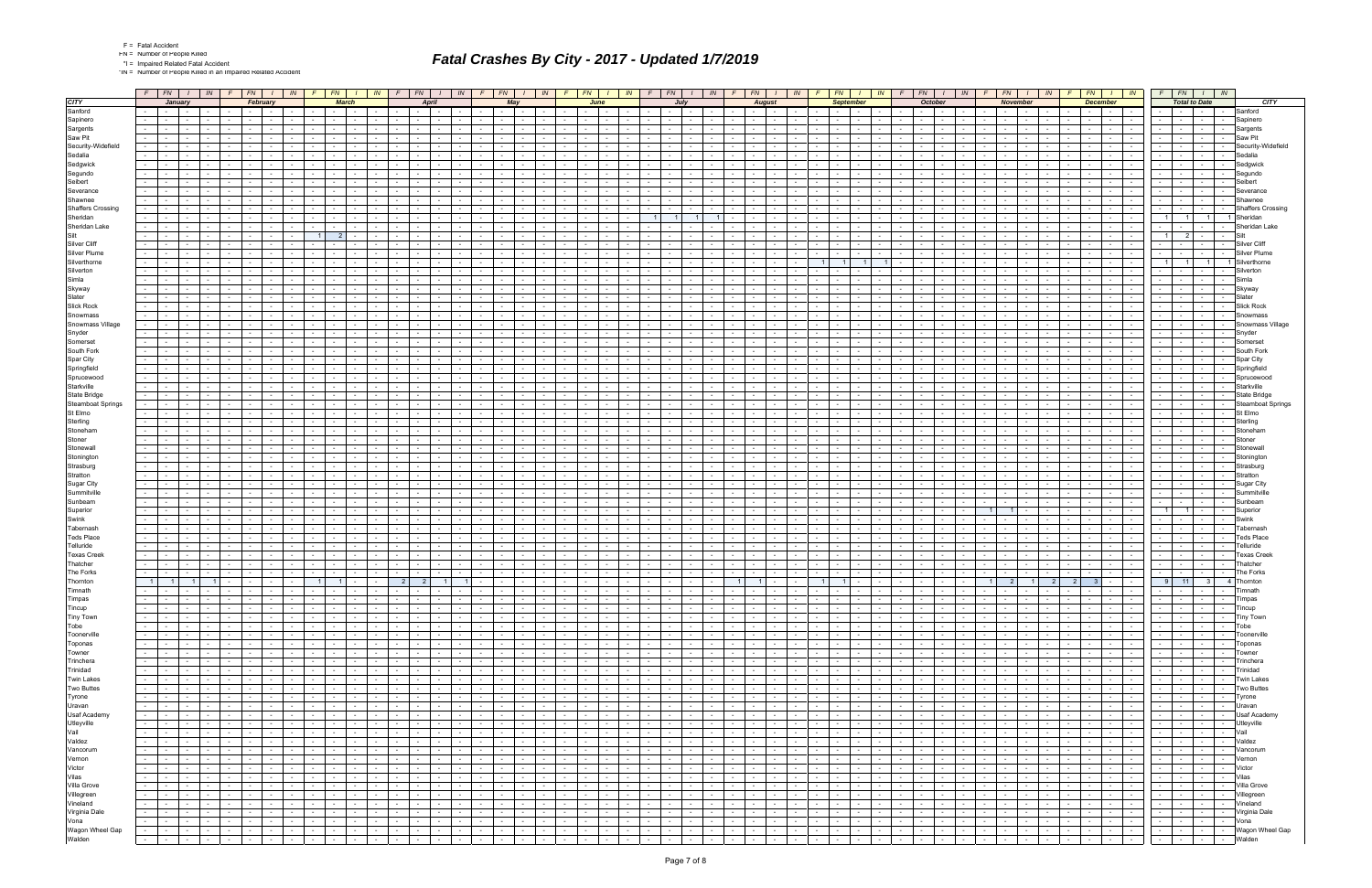F = Fatal Accident
FN = Number of People Killed
*I = Impaired Related Fatal Accident
*IN = Number of People Killed in an Impaired Related Accident

# Fatal Crashes By City - 2017 - Updated 1/7/2019

| CITY | F | FN | I | IN | F | FN | I | IN | F | FN | I | IN | F | FN | I | IN | F | FN | I | IN | F | FN | I | IN | F | FN | I | IN | F | FN | I | IN | F | FN | I | IN | F | FN | I | IN | F | FN | I | IN | F | FN | I | IN | F | FN | I | IN | CITY |
|---|---|---|---|---|---|---|---|---|---|---|---|---|---|---|---|---|---|---|---|---|---|---|---|---|---|---|---|---|---|---|---|---|---|---|---|---|---|---|---|---|---|---|---|---|---|---|---|---|---|---|---|---|---|
| | January | | | | February | | | | March | | | | April | | | | May | | | | June | | | | July | | | | August | | | | September | | | | October | | | | November | | | | December | | | | Total to Date | | | | |
| Sanford | - | - | - | - | - | - | - | - | - | - | - | - | - | - | - | - | - | - | - | - | - | - | - | - | - | - | - | - | - | - | - | - | - | - | - | - | - | - | - | - | - | - | - | - | - | - | - | - | - | - | - | - | Sanford |
| Sapinero | - | - | - | - | - | - | - | - | - | - | - | - | - | - | - | - | - | - | - | - | - | - | - | - | - | - | - | - | - | - | - | - | - | - | - | - | - | - | - | - | - | - | - | - | - | - | - | - | - | - | - | - | Sapinero |
| Sargents | - | - | - | - | - | - | - | - | - | - | - | - | - | - | - | - | - | - | - | - | - | - | - | - | - | - | - | - | - | - | - | - | - | - | - | - | - | - | - | - | - | - | - | - | - | - | - | - | - | - | - | - | Sargents |
| Saw Pit | - | - | - | - | - | - | - | - | - | - | - | - | - | - | - | - | - | - | - | - | - | - | - | - | - | - | - | - | - | - | - | - | - | - | - | - | - | - | - | - | - | - | - | - | - | - | - | - | - | - | - | - | Saw Pit |
| Security-Widefield | - | - | - | - | - | - | - | - | - | - | - | - | - | - | - | - | - | - | - | - | - | - | - | - | - | - | - | - | - | - | - | - | - | - | - | - | - | - | - | - | - | - | - | - | - | - | - | - | - | - | - | - | Security-Widefield |
| Sedalia | - | - | - | - | - | - | - | - | - | - | - | - | - | - | - | - | - | - | - | - | - | - | - | - | - | - | - | - | - | - | - | - | - | - | - | - | - | - | - | - | - | - | - | - | - | - | - | - | - | - | - | - | Sedalia |
| Sedgwick | - | - | - | - | - | - | - | - | - | - | - | - | - | - | - | - | - | - | - | - | - | - | - | - | - | - | - | - | - | - | - | - | - | - | - | - | - | - | - | - | - | - | - | - | - | - | - | - | - | - | - | - | Sedgwick |
| Segundo | - | - | - | - | - | - | - | - | - | - | - | - | - | - | - | - | - | - | - | - | - | - | - | - | - | - | - | - | - | - | - | - | - | - | - | - | - | - | - | - | - | - | - | - | - | - | - | - | - | - | - | - | Segundo |
| Seibert | - | - | - | - | - | - | - | - | - | - | - | - | - | - | - | - | - | - | - | - | - | - | - | - | - | - | - | - | - | - | - | - | - | - | - | - | - | - | - | - | - | - | - | - | - | - | - | - | - | - | - | - | Seibert |
| Severance | - | - | - | - | - | - | - | - | - | - | - | - | - | - | - | - | - | - | - | - | - | - | - | - | - | - | - | - | - | - | - | - | - | - | - | - | - | - | - | - | - | - | - | - | - | - | - | - | - | - | - | - | Severance |
| Shawnee | - | - | - | - | - | - | - | - | - | - | - | - | - | - | - | - | - | - | - | - | - | - | - | - | - | - | - | - | - | - | - | - | - | - | - | - | - | - | - | - | - | - | - | - | - | - | - | - | - | - | - | - | Shawnee |
| Shaffers Crossing | - | - | - | - | - | - | - | - | - | - | - | - | - | - | - | - | - | - | - | - | - | - | - | - | - | - | - | - | - | - | - | - | - | - | - | - | - | - | - | - | - | - | - | - | - | - | - | - | - | - | - | - | Shaffers Crossing |
| Sheridan | - | - | - | - | - | - | - | - | - | - | - | - | - | - | - | - | - | - | - | - | - | - | - | - | 1 | 1 | 1 | 1 | - | - | - | - | - | - | - | - | - | - | - | - | - | - | - | - | - | - | - | - | 1 | 1 | 1 | 1 | Sheridan |
| Sheridan Lake | - | - | - | - | - | - | - | - | - | - | - | - | - | - | - | - | - | - | - | - | - | - | - | - | - | - | - | - | - | - | - | - | - | - | - | - | - | - | - | - | - | - | - | - | - | - | - | - | - | - | - | - | Sheridan Lake |
| Silt | - | - | - | - | - | - | - | - | 1 | 2 | - | - | - | - | - | - | - | - | - | - | - | - | - | - | - | - | - | - | - | - | - | - | - | - | - | - | - | - | - | - | - | - | - | - | - | - | - | - | 1 | 2 | - | - | Silt |
| Silver Cliff | - | - | - | - | - | - | - | - | - | - | - | - | - | - | - | - | - | - | - | - | - | - | - | - | - | - | - | - | - | - | - | - | - | - | - | - | - | - | - | - | - | - | - | - | - | - | - | - | - | - | - | - | Silver Cliff |
| Silver Plume | - | - | - | - | - | - | - | - | - | - | - | - | - | - | - | - | - | - | - | - | - | - | - | - | - | - | - | - | - | - | - | - | - | - | - | - | - | - | - | - | - | - | - | - | - | - | - | - | - | - | - | - | Silver Plume |
| Silverthorne | - | - | - | - | - | - | - | - | - | - | - | - | - | - | - | - | - | - | - | - | - | - | - | - | - | - | - | - | - | - | - | - | 1 | 1 | 1 | 1 | - | - | - | - | - | - | - | - | - | - | - | - | 1 | 1 | 1 | 1 | Silverthorne |
| Silverton | - | - | - | - | - | - | - | - | - | - | - | - | - | - | - | - | - | - | - | - | - | - | - | - | - | - | - | - | - | - | - | - | - | - | - | - | - | - | - | - | - | - | - | - | - | - | - | - | - | - | - | - | Silverton |
| Simla | - | - | - | - | - | - | - | - | - | - | - | - | - | - | - | - | - | - | - | - | - | - | - | - | - | - | - | - | - | - | - | - | - | - | - | - | - | - | - | - | - | - | - | - | - | - | - | - | - | - | - | - | Simla |
| Skyway | - | - | - | - | - | - | - | - | - | - | - | - | - | - | - | - | - | - | - | - | - | - | - | - | - | - | - | - | - | - | - | - | - | - | - | - | - | - | - | - | - | - | - | - | - | - | - | - | - | - | - | - | Skyway |
| Slater | - | - | - | - | - | - | - | - | - | - | - | - | - | - | - | - | - | - | - | - | - | - | - | - | - | - | - | - | - | - | - | - | - | - | - | - | - | - | - | - | - | - | - | - | - | - | - | - | - | - | - | - | Slater |
| Slick Rock | - | - | - | - | - | - | - | - | - | - | - | - | - | - | - | - | - | - | - | - | - | - | - | - | - | - | - | - | - | - | - | - | - | - | - | - | - | - | - | - | - | - | - | - | - | - | - | - | - | - | - | - | Slick Rock |
| Snowmass | - | - | - | - | - | - | - | - | - | - | - | - | - | - | - | - | - | - | - | - | - | - | - | - | - | - | - | - | - | - | - | - | - | - | - | - | - | - | - | - | - | - | - | - | - | - | - | - | - | - | - | - | Snowmass |
| Snowmass Village | - | - | - | - | - | - | - | - | - | - | - | - | - | - | - | - | - | - | - | - | - | - | - | - | - | - | - | - | - | - | - | - | - | - | - | - | - | - | - | - | - | - | - | - | - | - | - | - | - | - | - | - | Snowmass Village |
| Snyder | - | - | - | - | - | - | - | - | - | - | - | - | - | - | - | - | - | - | - | - | - | - | - | - | - | - | - | - | - | - | - | - | - | - | - | - | - | - | - | - | - | - | - | - | - | - | - | - | - | - | - | - | Snyder |
| Somerset | - | - | - | - | - | - | - | - | - | - | - | - | - | - | - | - | - | - | - | - | - | - | - | - | - | - | - | - | - | - | - | - | - | - | - | - | - | - | - | - | - | - | - | - | - | - | - | - | - | - | - | - | Somerset |
| South Fork | - | - | - | - | - | - | - | - | - | - | - | - | - | - | - | - | - | - | - | - | - | - | - | - | - | - | - | - | - | - | - | - | - | - | - | - | - | - | - | - | - | - | - | - | - | - | - | - | - | - | - | - | South Fork |
| Spar City | - | - | - | - | - | - | - | - | - | - | - | - | - | - | - | - | - | - | - | - | - | - | - | - | - | - | - | - | - | - | - | - | - | - | - | - | - | - | - | - | - | - | - | - | - | - | - | - | - | - | - | - | Spar City |
| Springfield | - | - | - | - | - | - | - | - | - | - | - | - | - | - | - | - | - | - | - | - | - | - | - | - | - | - | - | - | - | - | - | - | - | - | - | - | - | - | - | - | - | - | - | - | - | - | - | - | - | - | - | - | Springfield |
| Sprucewood | - | - | - | - | - | - | - | - | - | - | - | - | - | - | - | - | - | - | - | - | - | - | - | - | - | - | - | - | - | - | - | - | - | - | - | - | - | - | - | - | - | - | - | - | - | - | - | - | - | - | - | - | Sprucewood |
| Starkville | - | - | - | - | - | - | - | - | - | - | - | - | - | - | - | - | - | - | - | - | - | - | - | - | - | - | - | - | - | - | - | - | - | - | - | - | - | - | - | - | - | - | - | - | - | - | - | - | - | - | - | - | Starkville |
| State Bridge | - | - | - | - | - | - | - | - | - | - | - | - | - | - | - | - | - | - | - | - | - | - | - | - | - | - | - | - | - | - | - | - | - | - | - | - | - | - | - | - | - | - | - | - | - | - | - | - | - | - | - | - | State Bridge |
| Steamboat Springs | - | - | - | - | - | - | - | - | - | - | - | - | - | - | - | - | - | - | - | - | - | - | - | - | - | - | - | - | - | - | - | - | - | - | - | - | - | - | - | - | - | - | - | - | - | - | - | - | - | - | - | - | Steamboat Springs |
| St Elmo | - | - | - | - | - | - | - | - | - | - | - | - | - | - | - | - | - | - | - | - | - | - | - | - | - | - | - | - | - | - | - | - | - | - | - | - | - | - | - | - | - | - | - | - | - | - | - | - | - | - | - | - | St Elmo |
| Sterling | - | - | - | - | - | - | - | - | - | - | - | - | - | - | - | - | - | - | - | - | - | - | - | - | - | - | - | - | - | - | - | - | - | - | - | - | - | - | - | - | - | - | - | - | - | - | - | - | - | - | - | - | Sterling |
| Stoneham | - | - | - | - | - | - | - | - | - | - | - | - | - | - | - | - | - | - | - | - | - | - | - | - | - | - | - | - | - | - | - | - | - | - | - | - | - | - | - | - | - | - | - | - | - | - | - | - | - | - | - | - | Stoneham |
| Stoner | - | - | - | - | - | - | - | - | - | - | - | - | - | - | - | - | - | - | - | - | - | - | - | - | - | - | - | - | - | - | - | - | - | - | - | - | - | - | - | - | - | - | - | - | - | - | - | - | - | - | - | - | Stoner |
| Stonewall | - | - | - | - | - | - | - | - | - | - | - | - | - | - | - | - | - | - | - | - | - | - | - | - | - | - | - | - | - | - | - | - | - | - | - | - | - | - | - | - | - | - | - | - | - | - | - | - | - | - | - | - | Stonewall |
| Stonington | - | - | - | - | - | - | - | - | - | - | - | - | - | - | - | - | - | - | - | - | - | - | - | - | - | - | - | - | - | - | - | - | - | - | - | - | - | - | - | - | - | - | - | - | - | - | - | - | - | - | - | - | Stonington |
| Strasburg | - | - | - | - | - | - | - | - | - | - | - | - | - | - | - | - | - | - | - | - | - | - | - | - | - | - | - | - | - | - | - | - | - | - | - | - | - | - | - | - | - | - | - | - | - | - | - | - | - | - | - | - | Strasburg |
| Stratton | - | - | - | - | - | - | - | - | - | - | - | - | - | - | - | - | - | - | - | - | - | - | - | - | - | - | - | - | - | - | - | - | - | - | - | - | - | - | - | - | - | - | - | - | - | - | - | - | - | - | - | - | Stratton |
| Sugar City | - | - | - | - | - | - | - | - | - | - | - | - | - | - | - | - | - | - | - | - | - | - | - | - | - | - | - | - | - | - | - | - | - | - | - | - | - | - | - | - | - | - | - | - | - | - | - | - | - | - | - | - | Sugar City |
| Summitville | - | - | - | - | - | - | - | - | - | - | - | - | - | - | - | - | - | - | - | - | - | - | - | - | - | - | - | - | - | - | - | - | - | - | - | - | - | - | - | - | - | - | - | - | - | - | - | - | - | - | - | - | Summitville |
| Sunbeam | - | - | - | - | - | - | - | - | - | - | - | - | - | - | - | - | - | - | - | - | - | - | - | - | - | - | - | - | - | - | - | - | - | - | - | - | - | - | - | - | - | - | - | - | - | - | - | - | - | - | - | - | Sunbeam |
| Superior | - | - | - | - | - | - | - | - | - | - | - | - | - | - | - | - | - | - | - | - | - | - | - | - | - | - | - | - | - | - | - | - | - | - | - | - | - | - | - | - | 1 | 1 | - | - | - | - | - | - | 1 | 1 | - | - | Superior |
| Swink | - | - | - | - | - | - | - | - | - | - | - | - | - | - | - | - | - | - | - | - | - | - | - | - | - | - | - | - | - | - | - | - | - | - | - | - | - | - | - | - | - | - | - | - | - | - | - | - | - | - | - | - | Swink |
| Tabernash | - | - | - | - | - | - | - | - | - | - | - | - | - | - | - | - | - | - | - | - | - | - | - | - | - | - | - | - | - | - | - | - | - | - | - | - | - | - | - | - | - | - | - | - | - | - | - | - | - | - | - | - | Tabernash |
| Teds Place | - | - | - | - | - | - | - | - | - | - | - | - | - | - | - | - | - | - | - | - | - | - | - | - | - | - | - | - | - | - | - | - | - | - | - | - | - | - | - | - | - | - | - | - | - | - | - | - | - | - | - | - | Teds Place |
| Telluride | - | - | - | - | - | - | - | - | - | - | - | - | - | - | - | - | - | - | - | - | - | - | - | - | - | - | - | - | - | - | - | - | - | - | - | - | - | - | - | - | - | - | - | - | - | - | - | - | - | - | - | - | Telluride |
| Texas Creek | - | - | - | - | - | - | - | - | - | - | - | - | - | - | - | - | - | - | - | - | - | - | - | - | - | - | - | - | - | - | - | - | - | - | - | - | - | - | - | - | - | - | - | - | - | - | - | - | - | - | - | - | Texas Creek |
| Thatcher | - | - | - | - | - | - | - | - | - | - | - | - | - | - | - | - | - | - | - | - | - | - | - | - | - | - | - | - | - | - | - | - | - | - | - | - | - | - | - | - | - | - | - | - | - | - | - | - | - | - | - | - | Thatcher |
| The Forks | - | - | - | - | - | - | - | - | - | - | - | - | - | - | - | - | - | - | - | - | - | - | - | - | - | - | - | - | - | - | - | - | - | - | - | - | - | - | - | - | - | - | - | - | - | - | - | - | - | - | - | - | The Forks |
| Thornton | 1 | 1 | 1 | 1 | - | - | - | - | 1 | 1 | - | - | 2 | 2 | 1 | 1 | - | - | - | - | - | - | - | - | - | - | - | - | 1 | 1 | - | - | 1 | 1 | - | - | - | - | - | - | 1 | 2 | 1 | 2 | 2 | 3 | - | - | 9 | 11 | 3 | 4 | Thornton |
| Timnath | - | - | - | - | - | - | - | - | - | - | - | - | - | - | - | - | - | - | - | - | - | - | - | - | - | - | - | - | - | - | - | - | - | - | - | - | - | - | - | - | - | - | - | - | - | - | - | - | - | - | - | - | Timnath |
| Timpas | - | - | - | - | - | - | - | - | - | - | - | - | - | - | - | - | - | - | - | - | - | - | - | - | - | - | - | - | - | - | - | - | - | - | - | - | - | - | - | - | - | - | - | - | - | - | - | - | - | - | - | - | Timpas |
| Tincup | - | - | - | - | - | - | - | - | - | - | - | - | - | - | - | - | - | - | - | - | - | - | - | - | - | - | - | - | - | - | - | - | - | - | - | - | - | - | - | - | - | - | - | - | - | - | - | - | - | - | - | - | Tincup |
| Tiny Town | - | - | - | - | - | - | - | - | - | - | - | - | - | - | - | - | - | - | - | - | - | - | - | - | - | - | - | - | - | - | - | - | - | - | - | - | - | - | - | - | - | - | - | - | - | - | - | - | - | - | - | - | Tiny Town |
| Tobe | - | - | - | - | - | - | - | - | - | - | - | - | - | - | - | - | - | - | - | - | - | - | - | - | - | - | - | - | - | - | - | - | - | - | - | - | - | - | - | - | - | - | - | - | - | - | - | - | - | - | - | - | Tobe |
| Toonerville | - | - | - | - | - | - | - | - | - | - | - | - | - | - | - | - | - | - | - | - | - | - | - | - | - | - | - | - | - | - | - | - | - | - | - | - | - | - | - | - | - | - | - | - | - | - | - | - | - | - | - | - | Toonerville |
| Toponas | - | - | - | - | - | - | - | - | - | - | - | - | - | - | - | - | - | - | - | - | - | - | - | - | - | - | - | - | - | - | - | - | - | - | - | - | - | - | - | - | - | - | - | - | - | - | - | - | - | - | - | - | Toponas |
| Towner | - | - | - | - | - | - | - | - | - | - | - | - | - | - | - | - | - | - | - | - | - | - | - | - | - | - | - | - | - | - | - | - | - | - | - | - | - | - | - | - | - | - | - | - | - | - | - | - | - | - | - | - | Towner |
| Trinchera | - | - | - | - | - | - | - | - | - | - | - | - | - | - | - | - | - | - | - | - | - | - | - | - | - | - | - | - | - | - | - | - | - | - | - | - | - | - | - | - | - | - | - | - | - | - | - | - | - | - | - | - | Trinchera |
| Trinidad | - | - | - | - | - | - | - | - | - | - | - | - | - | - | - | - | - | - | - | - | - | - | - | - | - | - | - | - | - | - | - | - | - | - | - | - | - | - | - | - | - | - | - | - | - | - | - | - | - | - | - | - | Trinidad |
| Twin Lakes | - | - | - | - | - | - | - | - | - | - | - | - | - | - | - | - | - | - | - | - | - | - | - | - | - | - | - | - | - | - | - | - | - | - | - | - | - | - | - | - | - | - | - | - | - | - | - | - | - | - | - | - | Twin Lakes |
| Two Buttes | - | - | - | - | - | - | - | - | - | - | - | - | - | - | - | - | - | - | - | - | - | - | - | - | - | - | - | - | - | - | - | - | - | - | - | - | - | - | - | - | - | - | - | - | - | - | - | - | - | - | - | - | Two Buttes |
| Tyrone | - | - | - | - | - | - | - | - | - | - | - | - | - | - | - | - | - | - | - | - | - | - | - | - | - | - | - | - | - | - | - | - | - | - | - | - | - | - | - | - | - | - | - | - | - | - | - | - | - | - | - | - | Tyrone |
| Uravan | - | - | - | - | - | - | - | - | - | - | - | - | - | - | - | - | - | - | - | - | - | - | - | - | - | - | - | - | - | - | - | - | - | - | - | - | - | - | - | - | - | - | - | - | - | - | - | - | - | - | - | - | Uravan |
| Usaf Academy | - | - | - | - | - | - | - | - | - | - | - | - | - | - | - | - | - | - | - | - | - | - | - | - | - | - | - | - | - | - | - | - | - | - | - | - | - | - | - | - | - | - | - | - | - | - | - | - | - | - | - | - | Usaf Academy |
| Utleyville | - | - | - | - | - | - | - | - | - | - | - | - | - | - | - | - | - | - | - | - | - | - | - | - | - | - | - | - | - | - | - | - | - | - | - | - | - | - | - | - | - | - | - | - | - | - | - | - | - | - | - | - | Utleyville |
| Vail | - | - | - | - | - | - | - | - | - | - | - | - | - | - | - | - | - | - | - | - | - | - | - | - | - | - | - | - | - | - | - | - | - | - | - | - | - | - | - | - | - | - | - | - | - | - | - | - | - | - | - | - | Vail |
| Valdez | - | - | - | - | - | - | - | - | - | - | - | - | - | - | - | - | - | - | - | - | - | - | - | - | - | - | - | - | - | - | - | - | - | - | - | - | - | - | - | - | - | - | - | - | - | - | - | - | - | - | - | - | Valdez |
| Vancorum | - | - | - | - | - | - | - | - | - | - | - | - | - | - | - | - | - | - | - | - | - | - | - | - | - | - | - | - | - | - | - | - | - | - | - | - | - | - | - | - | - | - | - | - | - | - | - | - | - | - | - | - | Vancorum |
| Vernon | - | - | - | - | - | - | - | - | - | - | - | - | - | - | - | - | - | - | - | - | - | - | - | - | - | - | - | - | - | - | - | - | - | - | - | - | - | - | - | - | - | - | - | - | - | - | - | - | - | - | - | - | Vernon |
| Victor | - | - | - | - | - | - | - | - | - | - | - | - | - | - | - | - | - | - | - | - | - | - | - | - | - | - | - | - | - | - | - | - | - | - | - | - | - | - | - | - | - | - | - | - | - | - | - | - | - | - | - | - | Victor |
| Vilas | - | - | - | - | - | - | - | - | - | - | - | - | - | - | - | - | - | - | - | - | - | - | - | - | - | - | - | - | - | - | - | - | - | - | - | - | - | - | - | - | - | - | - | - | - | - | - | - | - | - | - | - | Vilas |
| Villa Grove | - | - | - | - | - | - | - | - | - | - | - | - | - | - | - | - | - | - | - | - | - | - | - | - | - | - | - | - | - | - | - | - | - | - | - | - | - | - | - | - | - | - | - | - | - | - | - | - | - | - | - | - | Villa Grove |
| Villegreen | - | - | - | - | - | - | - | - | - | - | - | - | - | - | - | - | - | - | - | - | - | - | - | - | - | - | - | - | - | - | - | - | - | - | - | - | - | - | - | - | - | - | - | - | - | - | - | - | - | - | - | - | Villegreen |
| Vineland | - | - | - | - | - | - | - | - | - | - | - | - | - | - | - | - | - | - | - | - | - | - | - | - | - | - | - | - | - | - | - | - | - | - | - | - | - | - | - | - | - | - | - | - | - | - | - | - | - | - | - | - | Vineland |
| Virginia Dale | - | - | - | - | - | - | - | - | - | - | - | - | - | - | - | - | - | - | - | - | - | - | - | - | - | - | - | - | - | - | - | - | - | - | - | - | - | - | - | - | - | - | - | - | - | - | - | - | - | - | - | - | Virginia Dale |
| Vona | - | - | - | - | - | - | - | - | - | - | - | - | - | - | - | - | - | - | - | - | - | - | - | - | - | - | - | - | - | - | - | - | - | - | - | - | - | - | - | - | - | - | - | - | - | - | - | - | - | - | - | - | Vona |
| Wagon Wheel Gap | - | - | - | - | - | - | - | - | - | - | - | - | - | - | - | - | - | - | - | - | - | - | - | - | - | - | - | - | - | - | - | - | - | - | - | - | - | - | - | - | - | - | - | - | - | - | - | - | - | - | - | - | Wagon Wheel Gap |
| Walden | - | - | - | - | - | - | - | - | - | - | - | - | - | - | - | - | - | - | - | - | - | - | - | - | - | - | - | - | - | - | - | - | - | - | - | - | - | - | - | - | - | - | - | - | - | - | - | - | - | - | - | - | Walden |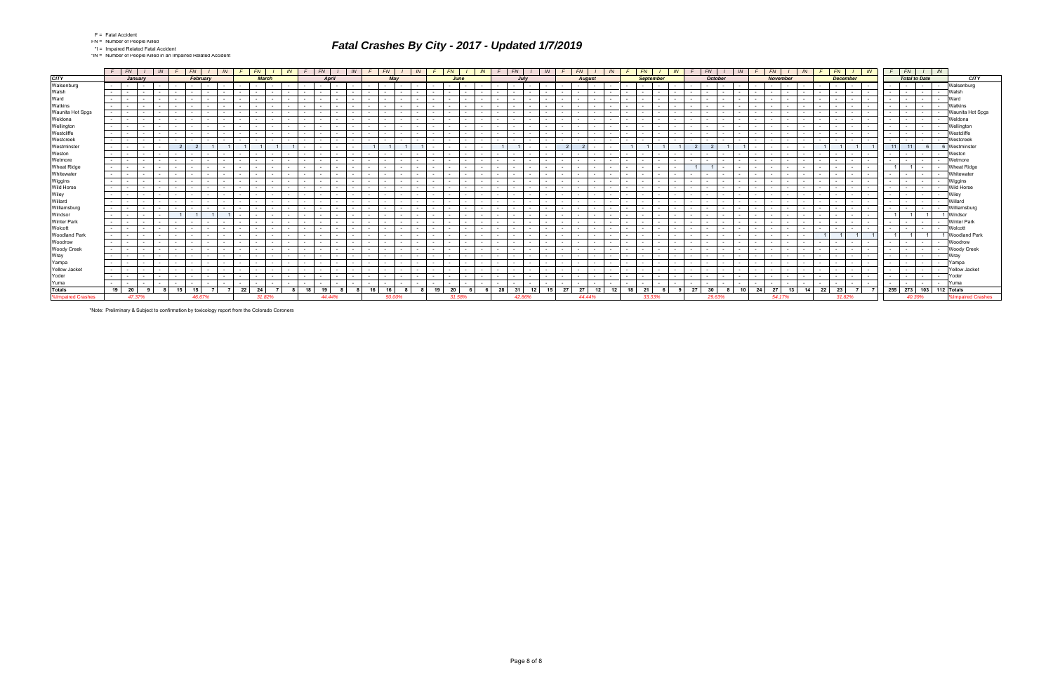F = Fatal Accident
FN = Number of People Killed
*I = Impaired Related Fatal Accident
*IN = Number of People Killed in an Impaired Related Accident

# Fatal Crashes By City - 2017 - Updated 1/7/2019

| | F | FN | I | IN | F | FN | I | IN | F | FN | I | IN | F | FN | I | IN | F | FN | I | IN | F | FN | I | IN | F | FN | I | IN | F | FN | I | IN | F | FN | I | IN | F | FN | I | IN | F | FN | I | IN | F | FN | I | IN | F | FN | I | IN | |
|---|---|---|---|---|---|---|---|---|---|---|---|---|---|---|---|---|---|---|---|---|---|---|---|---|---|---|---|---|---|---|---|---|---|---|---|---|---|---|---|---|---|---|---|---|---|---|---|---|---|---|---|---|---|
| CITY | January | | | | February | | | | March | | | | April | | | | May | | | | June | | | | July | | | | August | | | | September | | | | October | | | | November | | | | December | | | | Total to Date | | | | CITY |
| Walsenburg | - | - | - | - | - | - | - | - | - | - | - | - | - | - | - | - | - | - | - | - | - | - | - | - | - | - | - | - | - | - | - | - | - | - | - | - | - | - | - | - | - | - | - | - | - | - | - | - | - | - | - | - | Walsenburg |
| Walsh | - | - | - | - | - | - | - | - | - | - | - | - | - | - | - | - | - | - | - | - | - | - | - | - | - | - | - | - | - | - | - | - | - | - | - | - | - | - | - | - | - | - | - | - | - | - | - | - | - | - | - | - | Walsh |
| Ward | - | - | - | - | - | - | - | - | - | - | - | - | - | - | - | - | - | - | - | - | - | - | - | - | - | - | - | - | - | - | - | - | - | - | - | - | - | - | - | - | - | - | - | - | - | - | - | - | - | - | - | - | Ward |
| Watkins | - | - | - | - | - | - | - | - | - | - | - | - | - | - | - | - | - | - | - | - | - | - | - | - | - | - | - | - | - | - | - | - | - | - | - | - | - | - | - | - | - | - | - | - | - | - | - | - | - | - | - | - | Watkins |
| Waunita Hot Spgs | - | - | - | - | - | - | - | - | - | - | - | - | - | - | - | - | - | - | - | - | - | - | - | - | - | - | - | - | - | - | - | - | - | - | - | - | - | - | - | - | - | - | - | - | - | - | - | - | - | - | - | - | Waunita Hot Spgs |
| Weldona | - | - | - | - | - | - | - | - | - | - | - | - | - | - | - | - | - | - | - | - | - | - | - | - | - | - | - | - | - | - | - | - | - | - | - | - | - | - | - | - | - | - | - | - | - | - | - | - | - | - | - | - | Weldona |
| Wellington | - | - | - | - | - | - | - | - | - | - | - | - | - | - | - | - | - | - | - | - | - | - | - | - | - | - | - | - | - | - | - | - | - | - | - | - | - | - | - | - | - | - | - | - | - | - | - | - | - | - | - | - | Wellington |
| Westcliffe | - | - | - | - | - | - | - | - | - | - | - | - | - | - | - | - | - | - | - | - | - | - | - | - | - | - | - | - | - | - | - | - | - | - | - | - | - | - | - | - | - | - | - | - | - | - | - | - | - | - | - | - | Westcliffe |
| Westcreek | - | - | - | - | - | - | - | - | - | - | - | - | - | - | - | - | - | - | - | - | - | - | - | - | - | - | - | - | - | - | - | - | - | - | - | - | - | - | - | - | - | - | - | - | - | - | - | - | - | - | - | - | Westcreek |
| Westminster | - | - | - | - | 2 | 2 | 1 | 1 | 1 | 1 | 1 | 1 | - | - | - | - | 1 | 1 | 1 | 1 | - | - | - | - | 1 | 1 | - | - | 2 | 2 | - | - | 1 | 1 | 1 | 1 | 2 | 2 | 1 | 1 | - | - | - | - | 1 | 1 | 1 | 1 | 11 | 11 | 6 | 6 | Westminster |
| Weston | - | - | - | - | - | - | - | - | - | - | - | - | - | - | - | - | - | - | - | - | - | - | - | - | - | - | - | - | - | - | - | - | - | - | - | - | - | - | - | - | - | - | - | - | - | - | - | - | - | - | - | - | Weston |
| Wetmore | - | - | - | - | - | - | - | - | - | - | - | - | - | - | - | - | - | - | - | - | - | - | - | - | - | - | - | - | - | - | - | - | - | - | - | - | - | - | - | - | - | - | - | - | - | - | - | - | - | - | - | - | Wetmore |
| Wheat Ridge | - | - | - | - | - | - | - | - | - | - | - | - | - | - | - | - | - | - | - | - | - | - | - | - | - | - | - | - | - | - | - | - | - | - | - | - | 1 | 1 | - | - | - | - | - | - | - | - | - | - | 1 | 1 | - | - | Wheat Ridge |
| Whitewater | - | - | - | - | - | - | - | - | - | - | - | - | - | - | - | - | - | - | - | - | - | - | - | - | - | - | - | - | - | - | - | - | - | - | - | - | - | - | - | - | - | - | - | - | - | - | - | - | - | - | - | - | Whitewater |
| Wiggins | - | - | - | - | - | - | - | - | - | - | - | - | - | - | - | - | - | - | - | - | - | - | - | - | - | - | - | - | - | - | - | - | - | - | - | - | - | - | - | - | - | - | - | - | - | - | - | - | - | - | - | - | Wiggins |
| Wild Horse | - | - | - | - | - | - | - | - | - | - | - | - | - | - | - | - | - | - | - | - | - | - | - | - | - | - | - | - | - | - | - | - | - | - | - | - | - | - | - | - | - | - | - | - | - | - | - | - | - | - | - | - | Wild Horse |
| Wiley | - | - | - | - | - | - | - | - | - | - | - | - | - | - | - | - | - | - | - | - | - | - | - | - | - | - | - | - | - | - | - | - | - | - | - | - | - | - | - | - | - | - | - | - | - | - | - | - | - | - | - | - | Wiley |
| Willard | - | - | - | - | - | - | - | - | - | - | - | - | - | - | - | - | - | - | - | - | - | - | - | - | - | - | - | - | - | - | - | - | - | - | - | - | - | - | - | - | - | - | - | - | - | - | - | - | - | - | - | - | Willard |
| Williamsburg | - | - | - | - | - | - | - | - | - | - | - | - | - | - | - | - | - | - | - | - | - | - | - | - | - | - | - | - | - | - | - | - | - | - | - | - | - | - | - | - | - | - | - | - | - | - | - | - | - | - | - | - | Williamsburg |
| Windsor | - | - | - | - | 1 | 1 | 1 | 1 | - | - | - | - | - | - | - | - | - | - | - | - | - | - | - | - | - | - | - | - | - | - | - | - | - | - | - | - | - | - | - | - | - | - | - | - | - | - | - | - | 1 | 1 | 1 | 1 | Windsor |
| Winter Park | - | - | - | - | - | - | - | - | - | - | - | - | - | - | - | - | - | - | - | - | - | - | - | - | - | - | - | - | - | - | - | - | - | - | - | - | - | - | - | - | - | - | - | - | - | - | - | - | - | - | - | - | Winter Park |
| Wolcott | - | - | - | - | - | - | - | - | - | - | - | - | - | - | - | - | - | - | - | - | - | - | - | - | - | - | - | - | - | - | - | - | - | - | - | - | - | - | - | - | - | - | - | - | - | - | - | - | - | - | - | - | Wolcott |
| Woodland Park | - | - | - | - | - | - | - | - | - | - | - | - | - | - | - | - | - | - | - | - | - | - | - | - | - | - | - | - | - | - | - | - | - | - | - | - | - | - | - | - | - | - | - | - | 1 | 1 | 1 | 1 | 1 | 1 | 1 | 1 | Woodland Park |
| Woodrow | - | - | - | - | - | - | - | - | - | - | - | - | - | - | - | - | - | - | - | - | - | - | - | - | - | - | - | - | - | - | - | - | - | - | - | - | - | - | - | - | - | - | - | - | - | - | - | - | - | - | - | - | Woodrow |
| Woody Creek | - | - | - | - | - | - | - | - | - | - | - | - | - | - | - | - | - | - | - | - | - | - | - | - | - | - | - | - | - | - | - | - | - | - | - | - | - | - | - | - | - | - | - | - | - | - | - | - | - | - | - | - | Woody Creek |
| Wray | - | - | - | - | - | - | - | - | - | - | - | - | - | - | - | - | - | - | - | - | - | - | - | - | - | - | - | - | - | - | - | - | - | - | - | - | - | - | - | - | - | - | - | - | - | - | - | - | - | - | - | - | Wray |
| Yampa | - | - | - | - | - | - | - | - | - | - | - | - | - | - | - | - | - | - | - | - | - | - | - | - | - | - | - | - | - | - | - | - | - | - | - | - | - | - | - | - | - | - | - | - | - | - | - | - | - | - | - | - | Yampa |
| Yellow Jacket | - | - | - | - | - | - | - | - | - | - | - | - | - | - | - | - | - | - | - | - | - | - | - | - | - | - | - | - | - | - | - | - | - | - | - | - | - | - | - | - | - | - | - | - | - | - | - | - | - | - | - | - | Yellow Jacket |
| Yoder | - | - | - | - | - | - | - | - | - | - | - | - | - | - | - | - | - | - | - | - | - | - | - | - | - | - | - | - | - | - | - | - | - | - | - | - | - | - | - | - | - | - | - | - | - | - | - | - | - | - | - | - | Yoder |
| Yuma | - | - | - | - | - | - | - | - | - | - | - | - | - | - | - | - | - | - | - | - | - | - | - | - | - | - | - | - | - | - | - | - | - | - | - | - | - | - | - | - | - | - | - | - | - | - | - | - | - | - | - | - | Yuma |
| Totals | 19 | 20 | 9 | 8 | 15 | 15 | 7 | 7 | 22 | 24 | 7 | 8 | 18 | 19 | 8 | 8 | 16 | 16 | 8 | 8 | 19 | 20 | 6 | 6 | 28 | 31 | 12 | 15 | 27 | 27 | 12 | 12 | 18 | 21 | 6 | 9 | 27 | 30 | 8 | 10 | 24 | 27 | 13 | 14 | 22 | 23 | 7 | 7 | 255 | 273 | 103 | 112 | Totals |
| %Impaired Crashes | 47.37% | | | | 46.67% | | | | 31.82% | | | | 44.44% | | | | 50.00% | | | | 31.58% | | | | 42.86% | | | | 44.44% | | | | 33.33% | | | | 29.63% | | | | 54.17% | | | | 31.82% | | | | 40.39% | | | | %Impaired Crashes |

*Note: Preliminary & Subject to confirmation by toxicology report from the Colorado Coroners